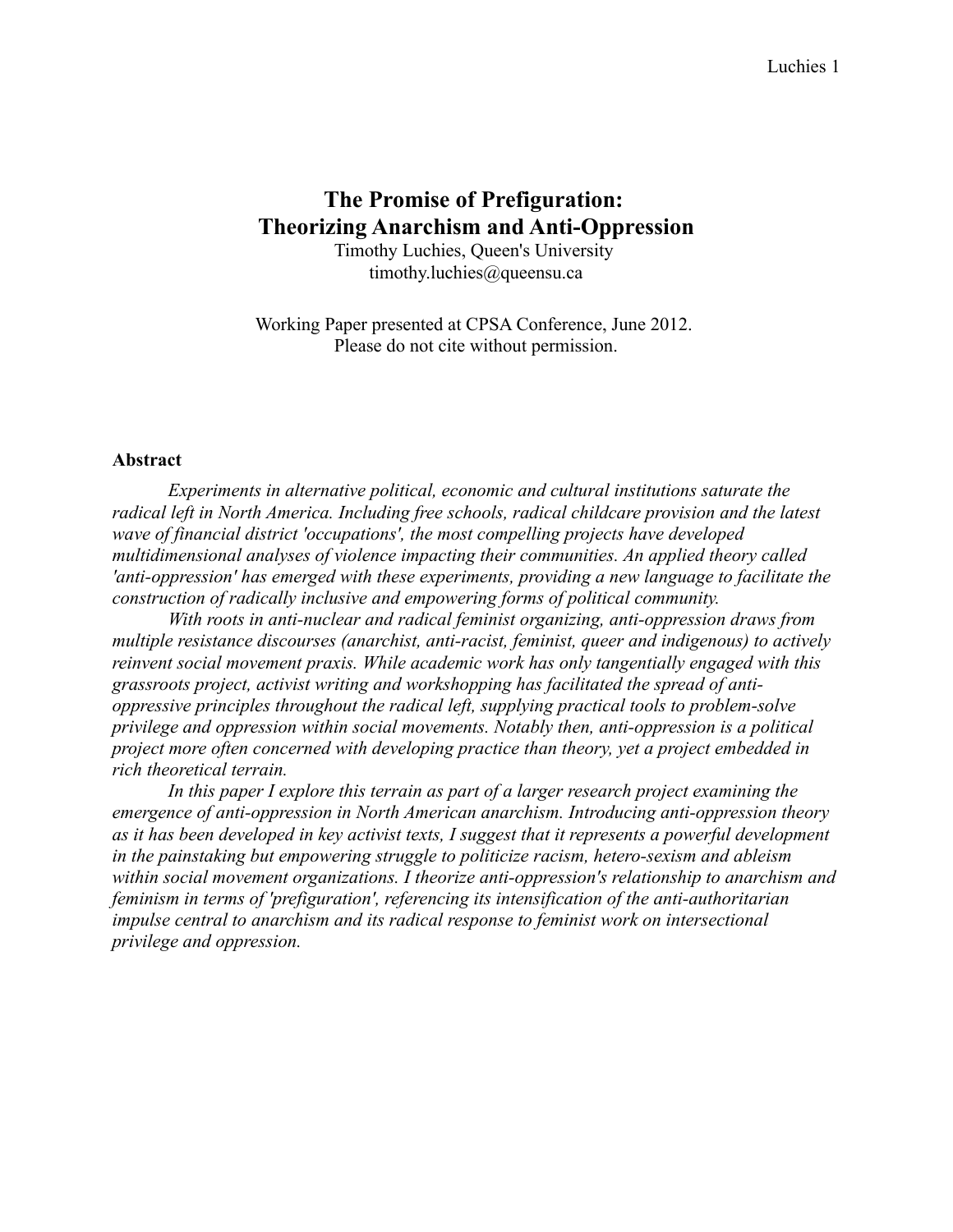# The Promise of Prefiguration: Theorizing Anarchism and Anti-Oppression

Timothy Luchies, Queen's University
timothy.luchies@queensu.ca

Working Paper presented at CPSA Conference, June 2012.
Please do not cite without permission.

## Abstract

*Experiments in alternative political, economic and cultural institutions saturate the radical left in North America. Including free schools, radical childcare provision and the latest wave of financial district 'occupations', the most compelling projects have developed multidimensional analyses of violence impacting their communities. An applied theory called 'anti-oppression' has emerged with these experiments, providing a new language to facilitate the construction of radically inclusive and empowering forms of political community.*

*With roots in anti-nuclear and radical feminist organizing, anti-oppression draws from multiple resistance discourses (anarchist, anti-racist, feminist, queer and indigenous) to actively reinvent social movement praxis. While academic work has only tangentially engaged with this grassroots project, activist writing and workshopping has facilitated the spread of anti-oppressive principles throughout the radical left, supplying practical tools to problem-solve privilege and oppression within social movements. Notably then, anti-oppression is a political project more often concerned with developing practice than theory, yet a project embedded in rich theoretical terrain.*

*In this paper I explore this terrain as part of a larger research project examining the emergence of anti-oppression in North American anarchism. Introducing anti-oppression theory as it has been developed in key activist texts, I suggest that it represents a powerful development in the painstaking but empowering struggle to politicize racism, hetero-sexism and ableism within social movement organizations. I theorize anti-oppression's relationship to anarchism and feminism in terms of 'prefiguration', referencing its intensification of the anti-authoritarian impulse central to anarchism and its radical response to feminist work on intersectional privilege and oppression.*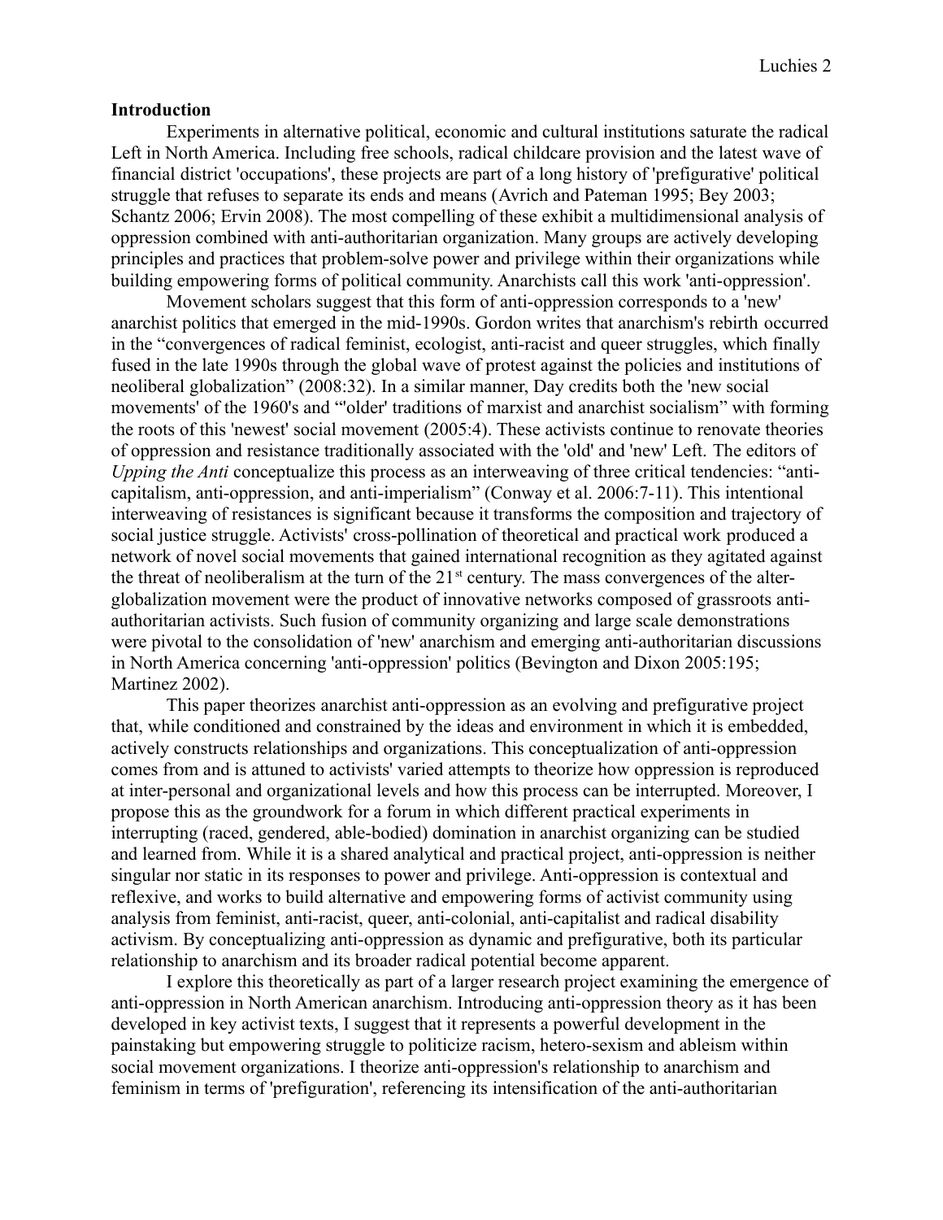**Introduction**

Experiments in alternative political, economic and cultural institutions saturate the radical Left in North America. Including free schools, radical childcare provision and the latest wave of financial district 'occupations', these projects are part of a long history of 'prefigurative' political struggle that refuses to separate its ends and means (Avrich and Pateman 1995; Bey 2003; Schantz 2006; Ervin 2008). The most compelling of these exhibit a multidimensional analysis of oppression combined with anti-authoritarian organization. Many groups are actively developing principles and practices that problem-solve power and privilege within their organizations while building empowering forms of political community. Anarchists call this work 'anti-oppression'.

Movement scholars suggest that this form of anti-oppression corresponds to a 'new' anarchist politics that emerged in the mid-1990s. Gordon writes that anarchism's rebirth occurred in the "convergences of radical feminist, ecologist, anti-racist and queer struggles, which finally fused in the late 1990s through the global wave of protest against the policies and institutions of neoliberal globalization" (2008:32). In a similar manner, Day credits both the 'new social movements' of the 1960's and "'older' traditions of marxist and anarchist socialism" with forming the roots of this 'newest' social movement (2005:4). These activists continue to renovate theories of oppression and resistance traditionally associated with the 'old' and 'new' Left. The editors of *Upping the Anti* conceptualize this process as an interweaving of three critical tendencies: "anti-capitalism, anti-oppression, and anti-imperialism" (Conway et al. 2006:7-11). This intentional interweaving of resistances is significant because it transforms the composition and trajectory of social justice struggle. Activists' cross-pollination of theoretical and practical work produced a network of novel social movements that gained international recognition as they agitated against the threat of neoliberalism at the turn of the 21st century. The mass convergences of the alter-globalization movement were the product of innovative networks composed of grassroots anti-authoritarian activists. Such fusion of community organizing and large scale demonstrations were pivotal to the consolidation of 'new' anarchism and emerging anti-authoritarian discussions in North America concerning 'anti-oppression' politics (Bevington and Dixon 2005:195; Martinez 2002).

This paper theorizes anarchist anti-oppression as an evolving and prefigurative project that, while conditioned and constrained by the ideas and environment in which it is embedded, actively constructs relationships and organizations. This conceptualization of anti-oppression comes from and is attuned to activists' varied attempts to theorize how oppression is reproduced at inter-personal and organizational levels and how this process can be interrupted. Moreover, I propose this as the groundwork for a forum in which different practical experiments in interrupting (raced, gendered, able-bodied) domination in anarchist organizing can be studied and learned from. While it is a shared analytical and practical project, anti-oppression is neither singular nor static in its responses to power and privilege. Anti-oppression is contextual and reflexive, and works to build alternative and empowering forms of activist community using analysis from feminist, anti-racist, queer, anti-colonial, anti-capitalist and radical disability activism. By conceptualizing anti-oppression as dynamic and prefigurative, both its particular relationship to anarchism and its broader radical potential become apparent.

I explore this theoretically as part of a larger research project examining the emergence of anti-oppression in North American anarchism. Introducing anti-oppression theory as it has been developed in key activist texts, I suggest that it represents a powerful development in the painstaking but empowering struggle to politicize racism, hetero-sexism and ableism within social movement organizations. I theorize anti-oppression's relationship to anarchism and feminism in terms of 'prefiguration', referencing its intensification of the anti-authoritarian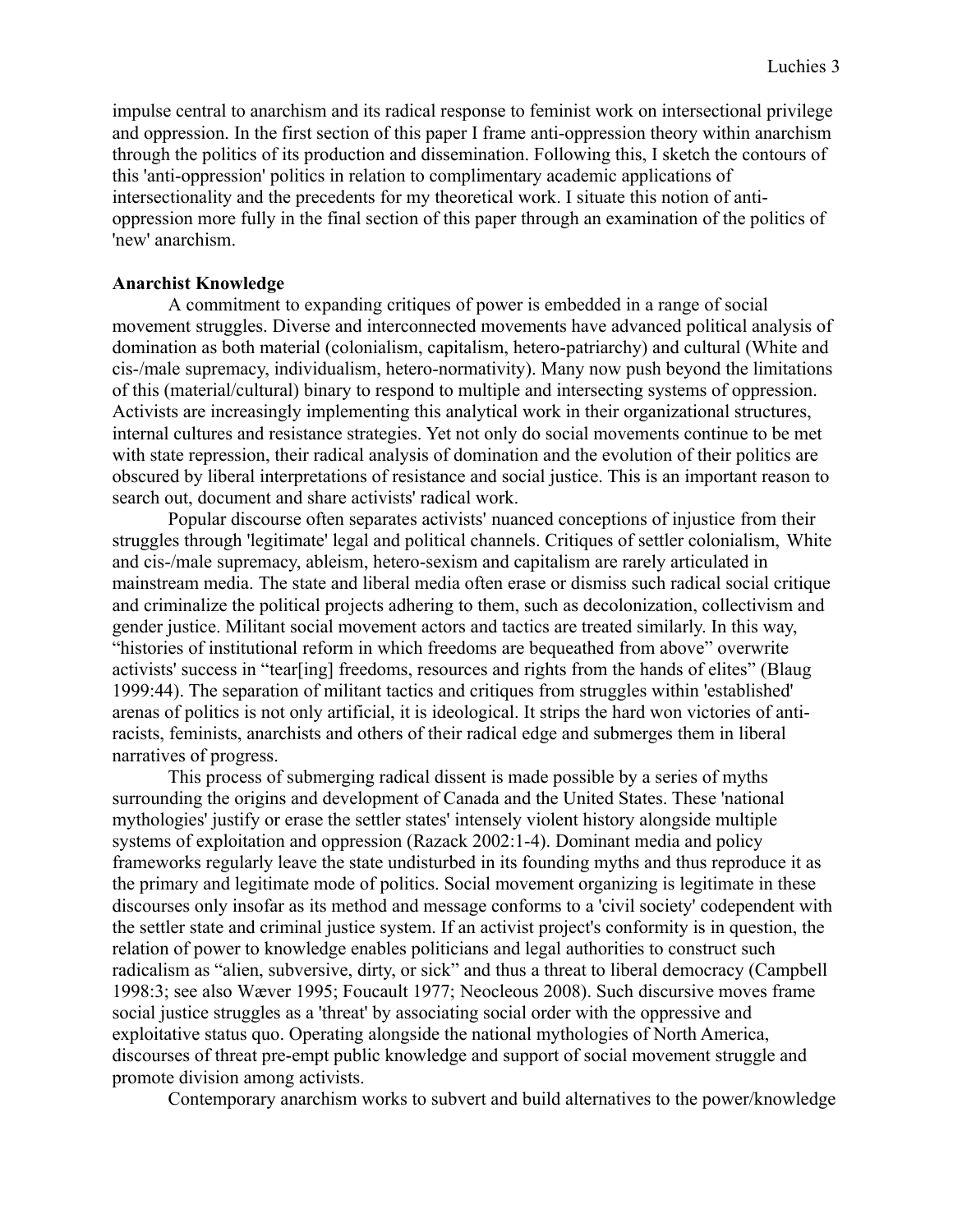impulse central to anarchism and its radical response to feminist work on intersectional privilege and oppression. In the first section of this paper I frame anti-oppression theory within anarchism through the politics of its production and dissemination. Following this, I sketch the contours of this 'anti-oppression' politics in relation to complimentary academic applications of intersectionality and the precedents for my theoretical work. I situate this notion of anti-oppression more fully in the final section of this paper through an examination of the politics of 'new' anarchism.

**Anarchist Knowledge**

A commitment to expanding critiques of power is embedded in a range of social movement struggles. Diverse and interconnected movements have advanced political analysis of domination as both material (colonialism, capitalism, hetero-patriarchy) and cultural (White and cis-/male supremacy, individualism, hetero-normativity). Many now push beyond the limitations of this (material/cultural) binary to respond to multiple and intersecting systems of oppression. Activists are increasingly implementing this analytical work in their organizational structures, internal cultures and resistance strategies. Yet not only do social movements continue to be met with state repression, their radical analysis of domination and the evolution of their politics are obscured by liberal interpretations of resistance and social justice. This is an important reason to search out, document and share activists' radical work.

Popular discourse often separates activists' nuanced conceptions of injustice from their struggles through 'legitimate' legal and political channels. Critiques of settler colonialism, White and cis-/male supremacy, ableism, hetero-sexism and capitalism are rarely articulated in mainstream media. The state and liberal media often erase or dismiss such radical social critique and criminalize the political projects adhering to them, such as decolonization, collectivism and gender justice. Militant social movement actors and tactics are treated similarly. In this way, "histories of institutional reform in which freedoms are bequeathed from above" overwrite activists' success in "tear[ing] freedoms, resources and rights from the hands of elites" (Blaug 1999:44). The separation of militant tactics and critiques from struggles within 'established' arenas of politics is not only artificial, it is ideological. It strips the hard won victories of anti-racists, feminists, anarchists and others of their radical edge and submerges them in liberal narratives of progress.

This process of submerging radical dissent is made possible by a series of myths surrounding the origins and development of Canada and the United States. These 'national mythologies' justify or erase the settler states' intensely violent history alongside multiple systems of exploitation and oppression (Razack 2002:1-4). Dominant media and policy frameworks regularly leave the state undisturbed in its founding myths and thus reproduce it as the primary and legitimate mode of politics. Social movement organizing is legitimate in these discourses only insofar as its method and message conforms to a 'civil society' codependent with the settler state and criminal justice system. If an activist project's conformity is in question, the relation of power to knowledge enables politicians and legal authorities to construct such radicalism as "alien, subversive, dirty, or sick" and thus a threat to liberal democracy (Campbell 1998:3; see also Wæver 1995; Foucault 1977; Neocleous 2008). Such discursive moves frame social justice struggles as a 'threat' by associating social order with the oppressive and exploitative status quo. Operating alongside the national mythologies of North America, discourses of threat pre-empt public knowledge and support of social movement struggle and promote division among activists.

Contemporary anarchism works to subvert and build alternatives to the power/knowledge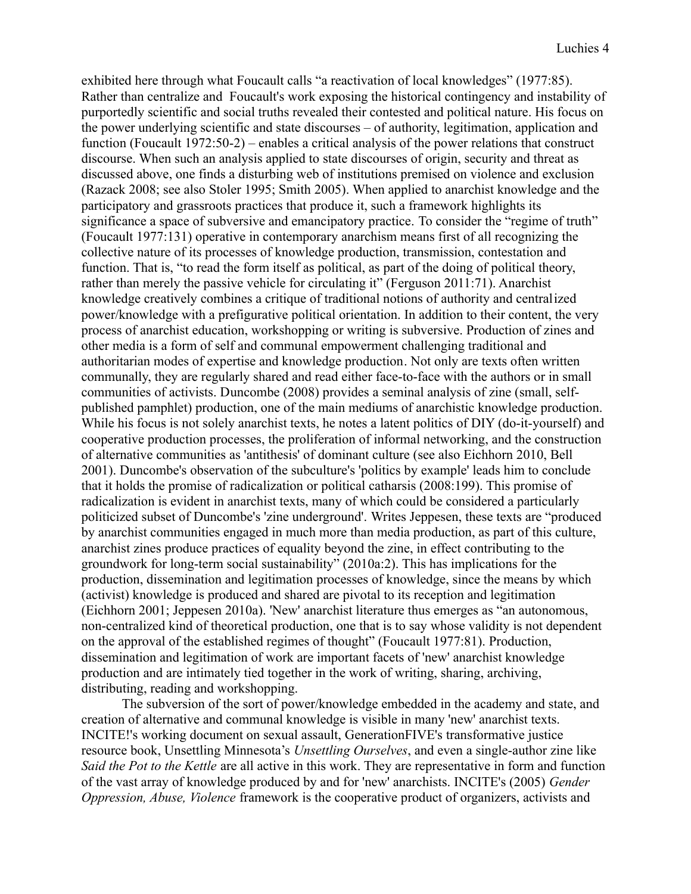exhibited here through what Foucault calls "a reactivation of local knowledges" (1977:85). Rather than centralize and Foucault's work exposing the historical contingency and instability of purportedly scientific and social truths revealed their contested and political nature. His focus on the power underlying scientific and state discourses – of authority, legitimation, application and function (Foucault 1972:50-2) – enables a critical analysis of the power relations that construct discourse. When such an analysis applied to state discourses of origin, security and threat as discussed above, one finds a disturbing web of institutions premised on violence and exclusion (Razack 2008; see also Stoler 1995; Smith 2005). When applied to anarchist knowledge and the participatory and grassroots practices that produce it, such a framework highlights its significance a space of subversive and emancipatory practice. To consider the "regime of truth" (Foucault 1977:131) operative in contemporary anarchism means first of all recognizing the collective nature of its processes of knowledge production, transmission, contestation and function. That is, "to read the form itself as political, as part of the doing of political theory, rather than merely the passive vehicle for circulating it" (Ferguson 2011:71). Anarchist knowledge creatively combines a critique of traditional notions of authority and centralized power/knowledge with a prefigurative political orientation. In addition to their content, the very process of anarchist education, workshopping or writing is subversive. Production of zines and other media is a form of self and communal empowerment challenging traditional and authoritarian modes of expertise and knowledge production. Not only are texts often written communally, they are regularly shared and read either face-to-face with the authors or in small communities of activists. Duncombe (2008) provides a seminal analysis of zine (small, self-published pamphlet) production, one of the main mediums of anarchistic knowledge production. While his focus is not solely anarchist texts, he notes a latent politics of DIY (do-it-yourself) and cooperative production processes, the proliferation of informal networking, and the construction of alternative communities as 'antithesis' of dominant culture (see also Eichhorn 2010, Bell 2001). Duncombe's observation of the subculture's 'politics by example' leads him to conclude that it holds the promise of radicalization or political catharsis (2008:199). This promise of radicalization is evident in anarchist texts, many of which could be considered a particularly politicized subset of Duncombe's 'zine underground'. Writes Jeppesen, these texts are "produced by anarchist communities engaged in much more than media production, as part of this culture, anarchist zines produce practices of equality beyond the zine, in effect contributing to the groundwork for long-term social sustainability" (2010a:2). This has implications for the production, dissemination and legitimation processes of knowledge, since the means by which (activist) knowledge is produced and shared are pivotal to its reception and legitimation (Eichhorn 2001; Jeppesen 2010a). 'New' anarchist literature thus emerges as "an autonomous, non-centralized kind of theoretical production, one that is to say whose validity is not dependent on the approval of the established regimes of thought" (Foucault 1977:81). Production, dissemination and legitimation of work are important facets of 'new' anarchist knowledge production and are intimately tied together in the work of writing, sharing, archiving, distributing, reading and workshopping.

The subversion of the sort of power/knowledge embedded in the academy and state, and creation of alternative and communal knowledge is visible in many 'new' anarchist texts. INCITE!'s working document on sexual assault, GenerationFIVE's transformative justice resource book, Unsettling Minnesota's *Unsettling Ourselves*, and even a single-author zine like *Said the Pot to the Kettle* are all active in this work. They are representative in form and function of the vast array of knowledge produced by and for 'new' anarchists. INCITE's (2005) *Gender Oppression, Abuse, Violence* framework is the cooperative product of organizers, activists and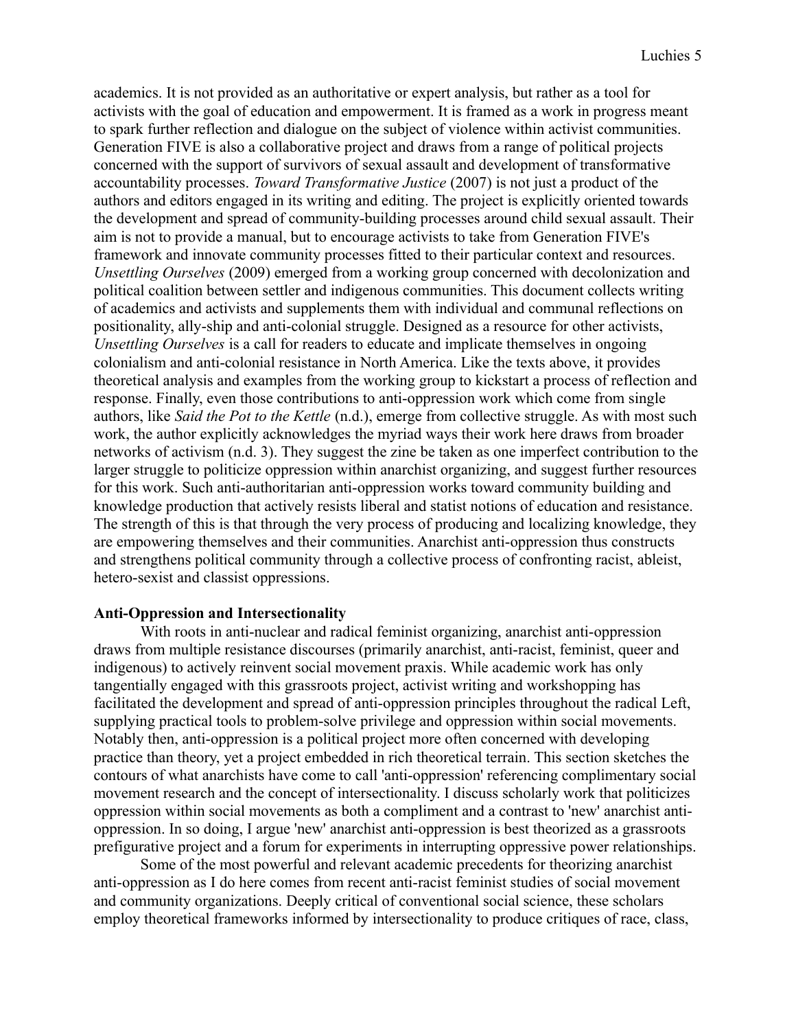academics. It is not provided as an authoritative or expert analysis, but rather as a tool for activists with the goal of education and empowerment. It is framed as a work in progress meant to spark further reflection and dialogue on the subject of violence within activist communities. Generation FIVE is also a collaborative project and draws from a range of political projects concerned with the support of survivors of sexual assault and development of transformative accountability processes. *Toward Transformative Justice* (2007) is not just a product of the authors and editors engaged in its writing and editing. The project is explicitly oriented towards the development and spread of community-building processes around child sexual assault. Their aim is not to provide a manual, but to encourage activists to take from Generation FIVE's framework and innovate community processes fitted to their particular context and resources. *Unsettling Ourselves* (2009) emerged from a working group concerned with decolonization and political coalition between settler and indigenous communities. This document collects writing of academics and activists and supplements them with individual and communal reflections on positionality, ally-ship and anti-colonial struggle. Designed as a resource for other activists, *Unsettling Ourselves* is a call for readers to educate and implicate themselves in ongoing colonialism and anti-colonial resistance in North America. Like the texts above, it provides theoretical analysis and examples from the working group to kickstart a process of reflection and response. Finally, even those contributions to anti-oppression work which come from single authors, like *Said the Pot to the Kettle* (n.d.), emerge from collective struggle. As with most such work, the author explicitly acknowledges the myriad ways their work here draws from broader networks of activism (n.d. 3). They suggest the zine be taken as one imperfect contribution to the larger struggle to politicize oppression within anarchist organizing, and suggest further resources for this work. Such anti-authoritarian anti-oppression works toward community building and knowledge production that actively resists liberal and statist notions of education and resistance. The strength of this is that through the very process of producing and localizing knowledge, they are empowering themselves and their communities. Anarchist anti-oppression thus constructs and strengthens political community through a collective process of confronting racist, ableist, hetero-sexist and classist oppressions.

**Anti-Oppression and Intersectionality**

With roots in anti-nuclear and radical feminist organizing, anarchist anti-oppression draws from multiple resistance discourses (primarily anarchist, anti-racist, feminist, queer and indigenous) to actively reinvent social movement praxis. While academic work has only tangentially engaged with this grassroots project, activist writing and workshopping has facilitated the development and spread of anti-oppression principles throughout the radical Left, supplying practical tools to problem-solve privilege and oppression within social movements. Notably then, anti-oppression is a political project more often concerned with developing practice than theory, yet a project embedded in rich theoretical terrain. This section sketches the contours of what anarchists have come to call 'anti-oppression' referencing complimentary social movement research and the concept of intersectionality. I discuss scholarly work that politicizes oppression within social movements as both a compliment and a contrast to 'new' anarchist anti-oppression. In so doing, I argue 'new' anarchist anti-oppression is best theorized as a grassroots prefigurative project and a forum for experiments in interrupting oppressive power relationships.

Some of the most powerful and relevant academic precedents for theorizing anarchist anti-oppression as I do here comes from recent anti-racist feminist studies of social movement and community organizations. Deeply critical of conventional social science, these scholars employ theoretical frameworks informed by intersectionality to produce critiques of race, class,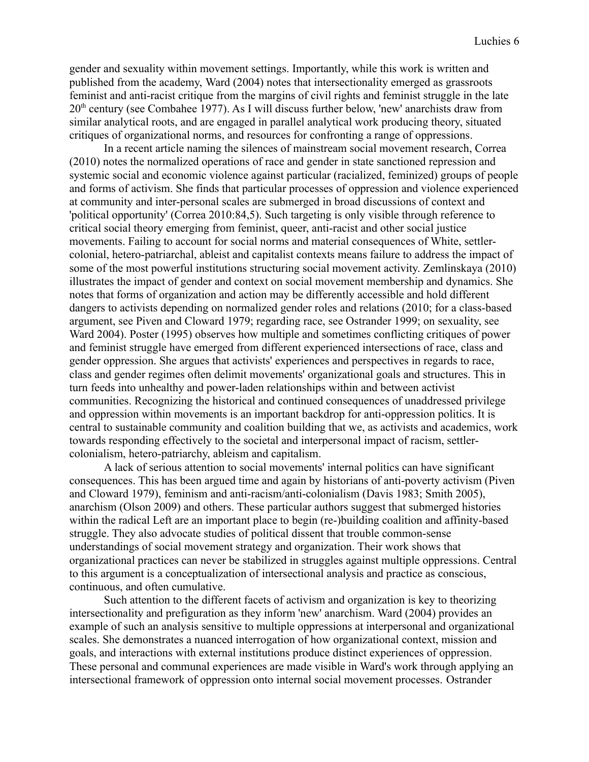gender and sexuality within movement settings. Importantly, while this work is written and published from the academy, Ward (2004) notes that intersectionality emerged as grassroots feminist and anti-racist critique from the margins of civil rights and feminist struggle in the late 20th century (see Combahee 1977). As I will discuss further below, 'new' anarchists draw from similar analytical roots, and are engaged in parallel analytical work producing theory, situated critiques of organizational norms, and resources for confronting a range of oppressions.

In a recent article naming the silences of mainstream social movement research, Correa (2010) notes the normalized operations of race and gender in state sanctioned repression and systemic social and economic violence against particular (racialized, feminized) groups of people and forms of activism. She finds that particular processes of oppression and violence experienced at community and inter-personal scales are submerged in broad discussions of context and 'political opportunity' (Correa 2010:84,5). Such targeting is only visible through reference to critical social theory emerging from feminist, queer, anti-racist and other social justice movements. Failing to account for social norms and material consequences of White, settler-colonial, hetero-patriarchal, ableist and capitalist contexts means failure to address the impact of some of the most powerful institutions structuring social movement activity. Zemlinskaya (2010) illustrates the impact of gender and context on social movement membership and dynamics. She notes that forms of organization and action may be differently accessible and hold different dangers to activists depending on normalized gender roles and relations (2010; for a class-based argument, see Piven and Cloward 1979; regarding race, see Ostrander 1999; on sexuality, see Ward 2004). Poster (1995) observes how multiple and sometimes conflicting critiques of power and feminist struggle have emerged from different experienced intersections of race, class and gender oppression. She argues that activists' experiences and perspectives in regards to race, class and gender regimes often delimit movements' organizational goals and structures. This in turn feeds into unhealthy and power-laden relationships within and between activist communities. Recognizing the historical and continued consequences of unaddressed privilege and oppression within movements is an important backdrop for anti-oppression politics. It is central to sustainable community and coalition building that we, as activists and academics, work towards responding effectively to the societal and interpersonal impact of racism, settler-colonialism, hetero-patriarchy, ableism and capitalism.

A lack of serious attention to social movements' internal politics can have significant consequences. This has been argued time and again by historians of anti-poverty activism (Piven and Cloward 1979), feminism and anti-racism/anti-colonialism (Davis 1983; Smith 2005), anarchism (Olson 2009) and others. These particular authors suggest that submerged histories within the radical Left are an important place to begin (re-)building coalition and affinity-based struggle. They also advocate studies of political dissent that trouble common-sense understandings of social movement strategy and organization. Their work shows that organizational practices can never be stabilized in struggles against multiple oppressions. Central to this argument is a conceptualization of intersectional analysis and practice as conscious, continuous, and often cumulative.

Such attention to the different facets of activism and organization is key to theorizing intersectionality and prefiguration as they inform 'new' anarchism. Ward (2004) provides an example of such an analysis sensitive to multiple oppressions at interpersonal and organizational scales. She demonstrates a nuanced interrogation of how organizational context, mission and goals, and interactions with external institutions produce distinct experiences of oppression. These personal and communal experiences are made visible in Ward's work through applying an intersectional framework of oppression onto internal social movement processes. Ostrander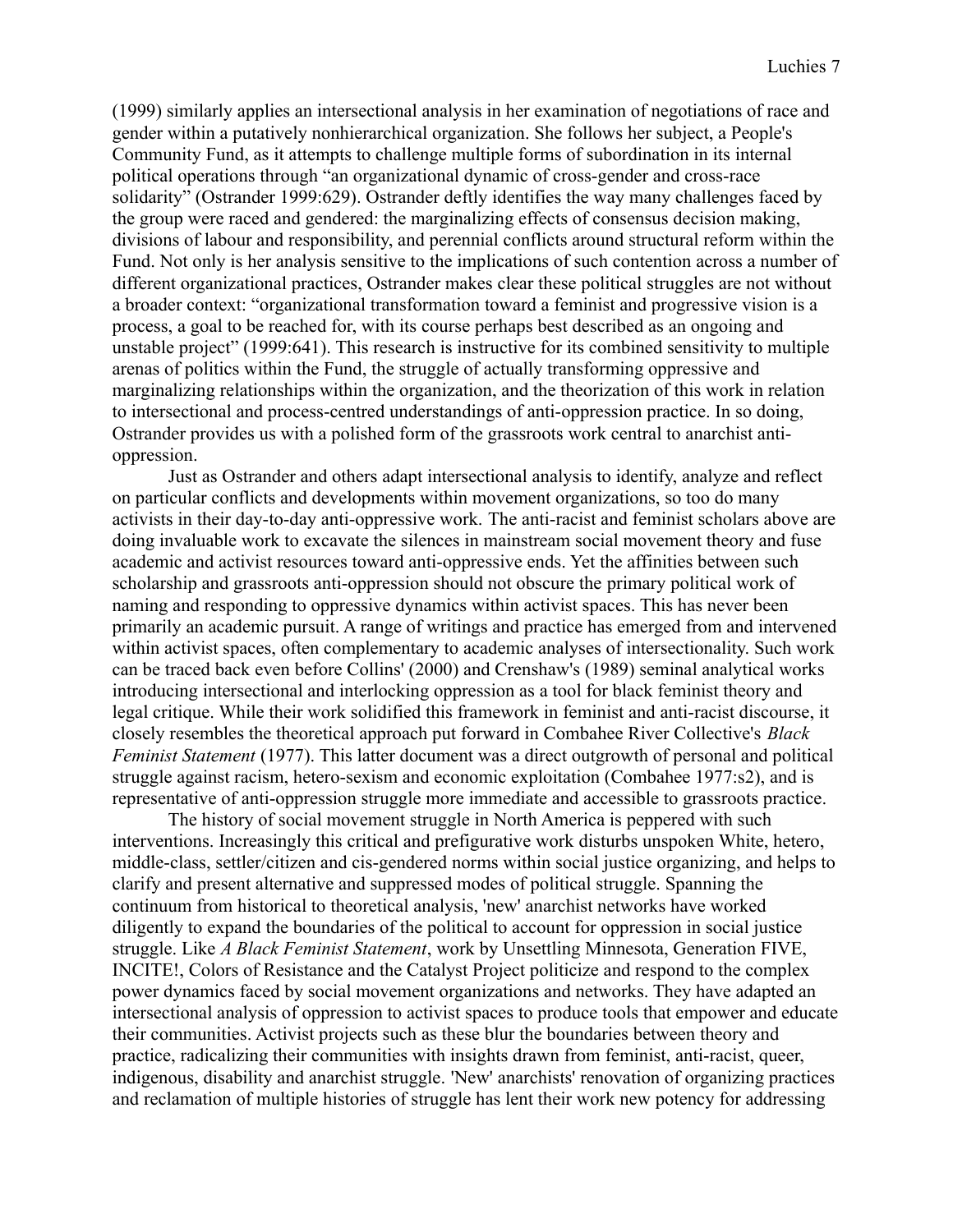(1999) similarly applies an intersectional analysis in her examination of negotiations of race and gender within a putatively nonhierarchical organization. She follows her subject, a People's Community Fund, as it attempts to challenge multiple forms of subordination in its internal political operations through "an organizational dynamic of cross-gender and cross-race solidarity" (Ostrander 1999:629). Ostrander deftly identifies the way many challenges faced by the group were raced and gendered: the marginalizing effects of consensus decision making, divisions of labour and responsibility, and perennial conflicts around structural reform within the Fund. Not only is her analysis sensitive to the implications of such contention across a number of different organizational practices, Ostrander makes clear these political struggles are not without a broader context: "organizational transformation toward a feminist and progressive vision is a process, a goal to be reached for, with its course perhaps best described as an ongoing and unstable project" (1999:641). This research is instructive for its combined sensitivity to multiple arenas of politics within the Fund, the struggle of actually transforming oppressive and marginalizing relationships within the organization, and the theorization of this work in relation to intersectional and process-centred understandings of anti-oppression practice. In so doing, Ostrander provides us with a polished form of the grassroots work central to anarchist anti-oppression.

Just as Ostrander and others adapt intersectional analysis to identify, analyze and reflect on particular conflicts and developments within movement organizations, so too do many activists in their day-to-day anti-oppressive work. The anti-racist and feminist scholars above are doing invaluable work to excavate the silences in mainstream social movement theory and fuse academic and activist resources toward anti-oppressive ends. Yet the affinities between such scholarship and grassroots anti-oppression should not obscure the primary political work of naming and responding to oppressive dynamics within activist spaces. This has never been primarily an academic pursuit. A range of writings and practice has emerged from and intervened within activist spaces, often complementary to academic analyses of intersectionality. Such work can be traced back even before Collins' (2000) and Crenshaw's (1989) seminal analytical works introducing intersectional and interlocking oppression as a tool for black feminist theory and legal critique. While their work solidified this framework in feminist and anti-racist discourse, it closely resembles the theoretical approach put forward in Combahee River Collective's *Black Feminist Statement* (1977). This latter document was a direct outgrowth of personal and political struggle against racism, hetero-sexism and economic exploitation (Combahee 1977:s2), and is representative of anti-oppression struggle more immediate and accessible to grassroots practice.

The history of social movement struggle in North America is peppered with such interventions. Increasingly this critical and prefigurative work disturbs unspoken White, hetero, middle-class, settler/citizen and cis-gendered norms within social justice organizing, and helps to clarify and present alternative and suppressed modes of political struggle. Spanning the continuum from historical to theoretical analysis, 'new' anarchist networks have worked diligently to expand the boundaries of the political to account for oppression in social justice struggle. Like *A Black Feminist Statement*, work by Unsettling Minnesota, Generation FIVE, INCITE!, Colors of Resistance and the Catalyst Project politicize and respond to the complex power dynamics faced by social movement organizations and networks. They have adapted an intersectional analysis of oppression to activist spaces to produce tools that empower and educate their communities. Activist projects such as these blur the boundaries between theory and practice, radicalizing their communities with insights drawn from feminist, anti-racist, queer, indigenous, disability and anarchist struggle. 'New' anarchists' renovation of organizing practices and reclamation of multiple histories of struggle has lent their work new potency for addressing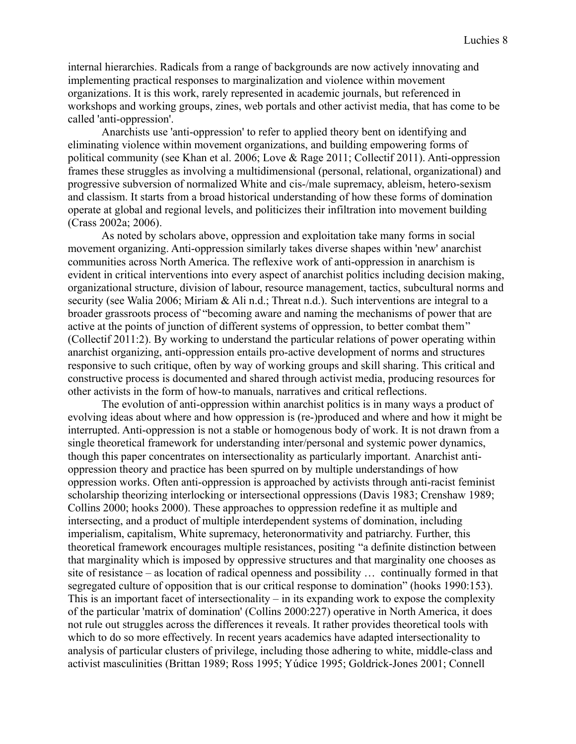internal hierarchies. Radicals from a range of backgrounds are now actively innovating and implementing practical responses to marginalization and violence within movement organizations. It is this work, rarely represented in academic journals, but referenced in workshops and working groups, zines, web portals and other activist media, that has come to be called 'anti-oppression'.

Anarchists use 'anti-oppression' to refer to applied theory bent on identifying and eliminating violence within movement organizations, and building empowering forms of political community (see Khan et al. 2006; Love & Rage 2011; Collectif 2011). Anti-oppression frames these struggles as involving a multidimensional (personal, relational, organizational) and progressive subversion of normalized White and cis-/male supremacy, ableism, hetero-sexism and classism. It starts from a broad historical understanding of how these forms of domination operate at global and regional levels, and politicizes their infiltration into movement building (Crass 2002a; 2006).

As noted by scholars above, oppression and exploitation take many forms in social movement organizing. Anti-oppression similarly takes diverse shapes within 'new' anarchist communities across North America. The reflexive work of anti-oppression in anarchism is evident in critical interventions into every aspect of anarchist politics including decision making, organizational structure, division of labour, resource management, tactics, subcultural norms and security (see Walia 2006; Miriam & Ali n.d.; Threat n.d.). Such interventions are integral to a broader grassroots process of "becoming aware and naming the mechanisms of power that are active at the points of junction of different systems of oppression, to better combat them" (Collectif 2011:2). By working to understand the particular relations of power operating within anarchist organizing, anti-oppression entails pro-active development of norms and structures responsive to such critique, often by way of working groups and skill sharing. This critical and constructive process is documented and shared through activist media, producing resources for other activists in the form of how-to manuals, narratives and critical reflections.

The evolution of anti-oppression within anarchist politics is in many ways a product of evolving ideas about where and how oppression is (re-)produced and where and how it might be interrupted. Anti-oppression is not a stable or homogenous body of work. It is not drawn from a single theoretical framework for understanding inter/personal and systemic power dynamics, though this paper concentrates on intersectionality as particularly important. Anarchist anti-oppression theory and practice has been spurred on by multiple understandings of how oppression works. Often anti-oppression is approached by activists through anti-racist feminist scholarship theorizing interlocking or intersectional oppressions (Davis 1983; Crenshaw 1989; Collins 2000; hooks 2000). These approaches to oppression redefine it as multiple and intersecting, and a product of multiple interdependent systems of domination, including imperialism, capitalism, White supremacy, heteronormativity and patriarchy. Further, this theoretical framework encourages multiple resistances, positing "a definite distinction between that marginality which is imposed by oppressive structures and that marginality one chooses as site of resistance – as location of radical openness and possibility … continually formed in that segregated culture of opposition that is our critical response to domination" (hooks 1990:153). This is an important facet of intersectionality – in its expanding work to expose the complexity of the particular 'matrix of domination' (Collins 2000:227) operative in North America, it does not rule out struggles across the differences it reveals. It rather provides theoretical tools with which to do so more effectively. In recent years academics have adapted intersectionality to analysis of particular clusters of privilege, including those adhering to white, middle-class and activist masculinities (Brittan 1989; Ross 1995; Yúdice 1995; Goldrick-Jones 2001; Connell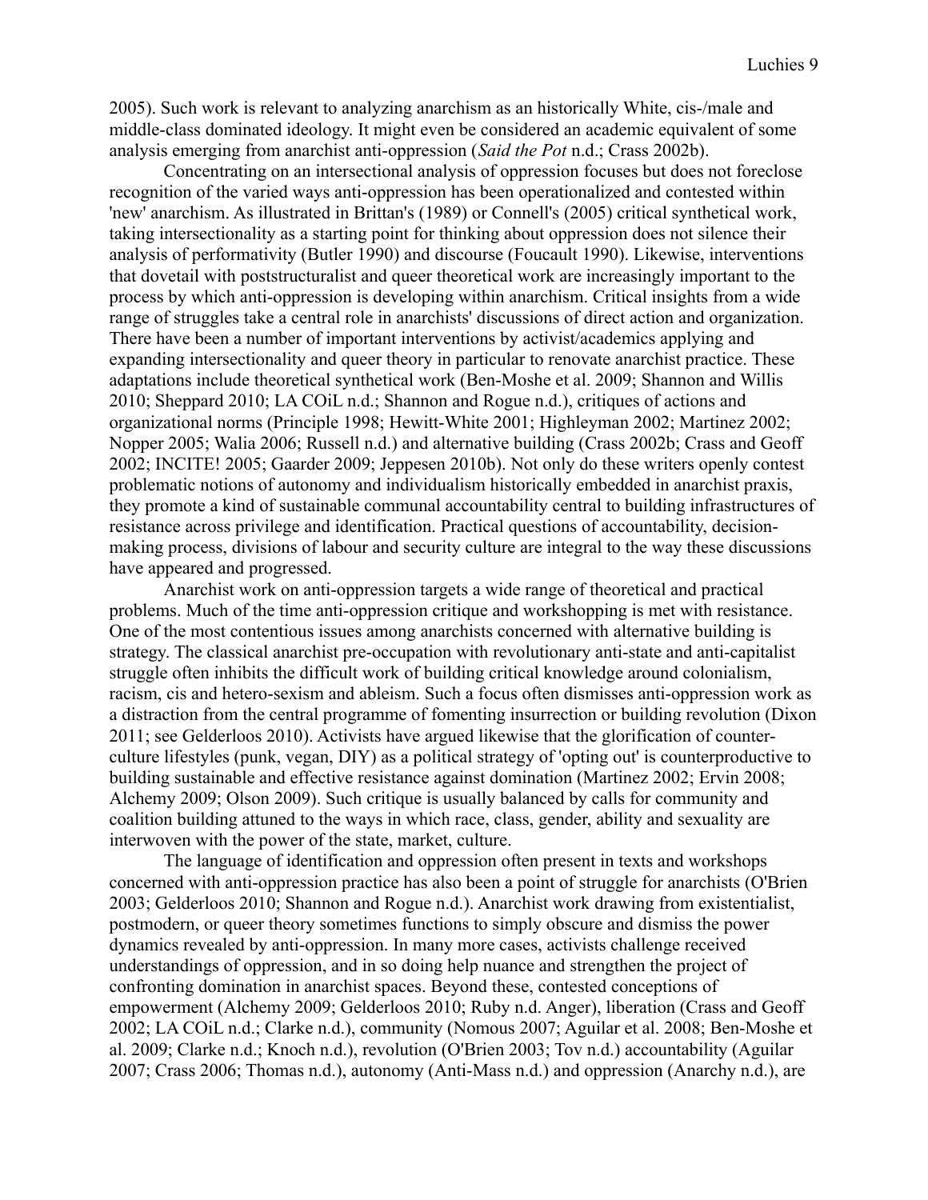2005). Such work is relevant to analyzing anarchism as an historically White, cis-/male and middle-class dominated ideology. It might even be considered an academic equivalent of some analysis emerging from anarchist anti-oppression (*Said the Pot* n.d.; Crass 2002b).

Concentrating on an intersectional analysis of oppression focuses but does not foreclose recognition of the varied ways anti-oppression has been operationalized and contested within 'new' anarchism. As illustrated in Brittan's (1989) or Connell's (2005) critical synthetical work, taking intersectionality as a starting point for thinking about oppression does not silence their analysis of performativity (Butler 1990) and discourse (Foucault 1990). Likewise, interventions that dovetail with poststructuralist and queer theoretical work are increasingly important to the process by which anti-oppression is developing within anarchism. Critical insights from a wide range of struggles take a central role in anarchists' discussions of direct action and organization. There have been a number of important interventions by activist/academics applying and expanding intersectionality and queer theory in particular to renovate anarchist practice. These adaptations include theoretical synthetical work (Ben-Moshe et al. 2009; Shannon and Willis 2010; Sheppard 2010; LA COiL n.d.; Shannon and Rogue n.d.), critiques of actions and organizational norms (Principle 1998; Hewitt-White 2001; Highleyman 2002; Martinez 2002; Nopper 2005; Walia 2006; Russell n.d.) and alternative building (Crass 2002b; Crass and Geoff 2002; INCITE! 2005; Gaarder 2009; Jeppesen 2010b). Not only do these writers openly contest problematic notions of autonomy and individualism historically embedded in anarchist praxis, they promote a kind of sustainable communal accountability central to building infrastructures of resistance across privilege and identification. Practical questions of accountability, decision-making process, divisions of labour and security culture are integral to the way these discussions have appeared and progressed.

Anarchist work on anti-oppression targets a wide range of theoretical and practical problems. Much of the time anti-oppression critique and workshopping is met with resistance. One of the most contentious issues among anarchists concerned with alternative building is strategy. The classical anarchist pre-occupation with revolutionary anti-state and anti-capitalist struggle often inhibits the difficult work of building critical knowledge around colonialism, racism, cis and hetero-sexism and ableism. Such a focus often dismisses anti-oppression work as a distraction from the central programme of fomenting insurrection or building revolution (Dixon 2011; see Gelderloos 2010). Activists have argued likewise that the glorification of counter-culture lifestyles (punk, vegan, DIY) as a political strategy of 'opting out' is counterproductive to building sustainable and effective resistance against domination (Martinez 2002; Ervin 2008; Alchemy 2009; Olson 2009). Such critique is usually balanced by calls for community and coalition building attuned to the ways in which race, class, gender, ability and sexuality are interwoven with the power of the state, market, culture.

The language of identification and oppression often present in texts and workshops concerned with anti-oppression practice has also been a point of struggle for anarchists (O'Brien 2003; Gelderloos 2010; Shannon and Rogue n.d.). Anarchist work drawing from existentialist, postmodern, or queer theory sometimes functions to simply obscure and dismiss the power dynamics revealed by anti-oppression. In many more cases, activists challenge received understandings of oppression, and in so doing help nuance and strengthen the project of confronting domination in anarchist spaces. Beyond these, contested conceptions of empowerment (Alchemy 2009; Gelderloos 2010; Ruby n.d. Anger), liberation (Crass and Geoff 2002; LA COiL n.d.; Clarke n.d.), community (Nomous 2007; Aguilar et al. 2008; Ben-Moshe et al. 2009; Clarke n.d.; Knoch n.d.), revolution (O'Brien 2003; Tov n.d.) accountability (Aguilar 2007; Crass 2006; Thomas n.d.), autonomy (Anti-Mass n.d.) and oppression (Anarchy n.d.), are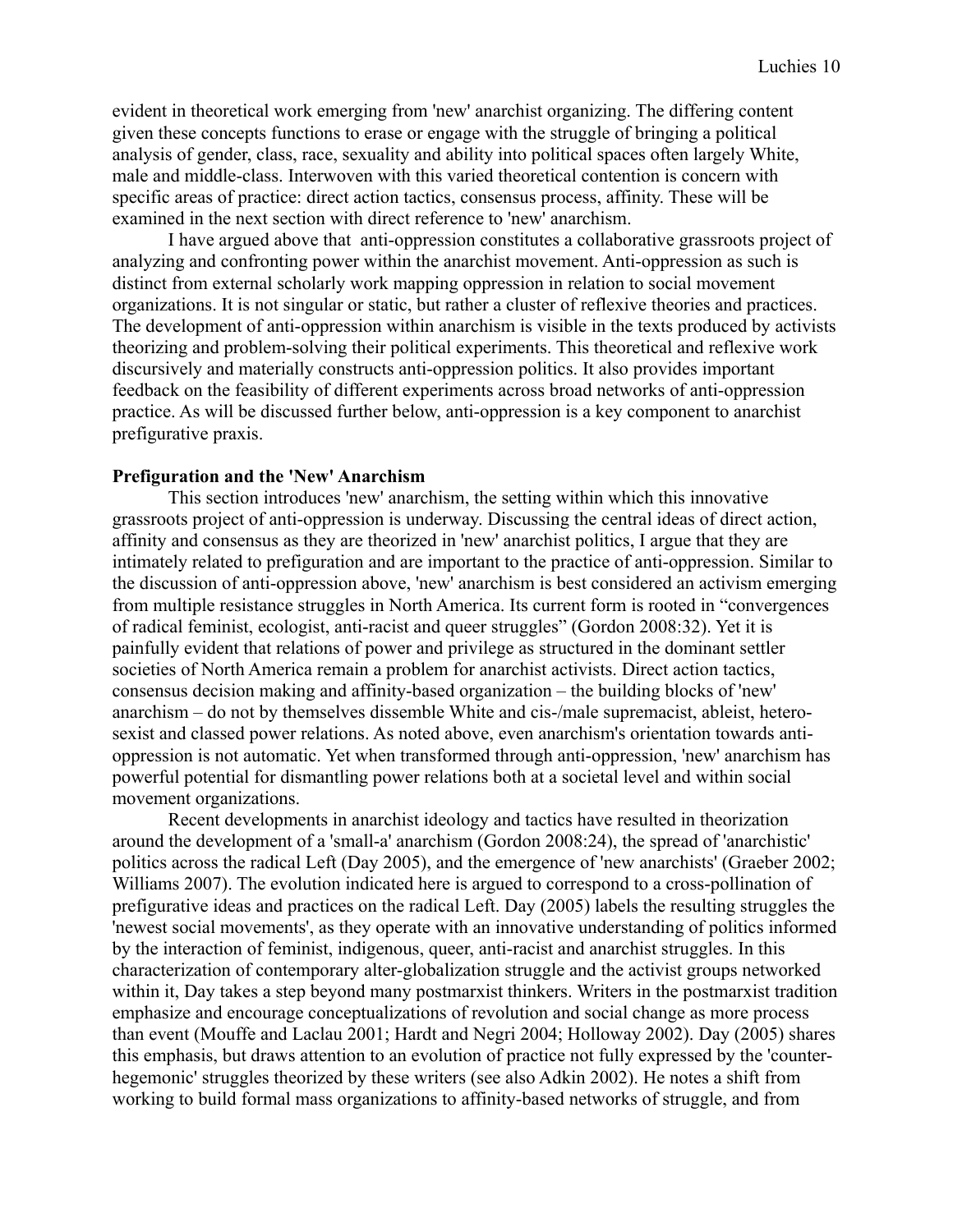evident in theoretical work emerging from 'new' anarchist organizing. The differing content given these concepts functions to erase or engage with the struggle of bringing a political analysis of gender, class, race, sexuality and ability into political spaces often largely White, male and middle-class. Interwoven with this varied theoretical contention is concern with specific areas of practice: direct action tactics, consensus process, affinity. These will be examined in the next section with direct reference to 'new' anarchism.

I have argued above that anti-oppression constitutes a collaborative grassroots project of analyzing and confronting power within the anarchist movement. Anti-oppression as such is distinct from external scholarly work mapping oppression in relation to social movement organizations. It is not singular or static, but rather a cluster of reflexive theories and practices. The development of anti-oppression within anarchism is visible in the texts produced by activists theorizing and problem-solving their political experiments. This theoretical and reflexive work discursively and materially constructs anti-oppression politics. It also provides important feedback on the feasibility of different experiments across broad networks of anti-oppression practice. As will be discussed further below, anti-oppression is a key component to anarchist prefigurative praxis.

**Prefiguration and the 'New' Anarchism**

This section introduces 'new' anarchism, the setting within which this innovative grassroots project of anti-oppression is underway. Discussing the central ideas of direct action, affinity and consensus as they are theorized in 'new' anarchist politics, I argue that they are intimately related to prefiguration and are important to the practice of anti-oppression. Similar to the discussion of anti-oppression above, 'new' anarchism is best considered an activism emerging from multiple resistance struggles in North America. Its current form is rooted in "convergences of radical feminist, ecologist, anti-racist and queer struggles" (Gordon 2008:32). Yet it is painfully evident that relations of power and privilege as structured in the dominant settler societies of North America remain a problem for anarchist activists. Direct action tactics, consensus decision making and affinity-based organization – the building blocks of 'new' anarchism – do not by themselves dissemble White and cis-/male supremacist, ableist, hetero-sexist and classed power relations. As noted above, even anarchism's orientation towards anti-oppression is not automatic. Yet when transformed through anti-oppression, 'new' anarchism has powerful potential for dismantling power relations both at a societal level and within social movement organizations.

Recent developments in anarchist ideology and tactics have resulted in theorization around the development of a 'small-a' anarchism (Gordon 2008:24), the spread of 'anarchistic' politics across the radical Left (Day 2005), and the emergence of 'new anarchists' (Graeber 2002; Williams 2007). The evolution indicated here is argued to correspond to a cross-pollination of prefigurative ideas and practices on the radical Left. Day (2005) labels the resulting struggles the 'newest social movements', as they operate with an innovative understanding of politics informed by the interaction of feminist, indigenous, queer, anti-racist and anarchist struggles. In this characterization of contemporary alter-globalization struggle and the activist groups networked within it, Day takes a step beyond many postmarxist thinkers. Writers in the postmarxist tradition emphasize and encourage conceptualizations of revolution and social change as more process than event (Mouffe and Laclau 2001; Hardt and Negri 2004; Holloway 2002). Day (2005) shares this emphasis, but draws attention to an evolution of practice not fully expressed by the 'counter-hegemonic' struggles theorized by these writers (see also Adkin 2002). He notes a shift from working to build formal mass organizations to affinity-based networks of struggle, and from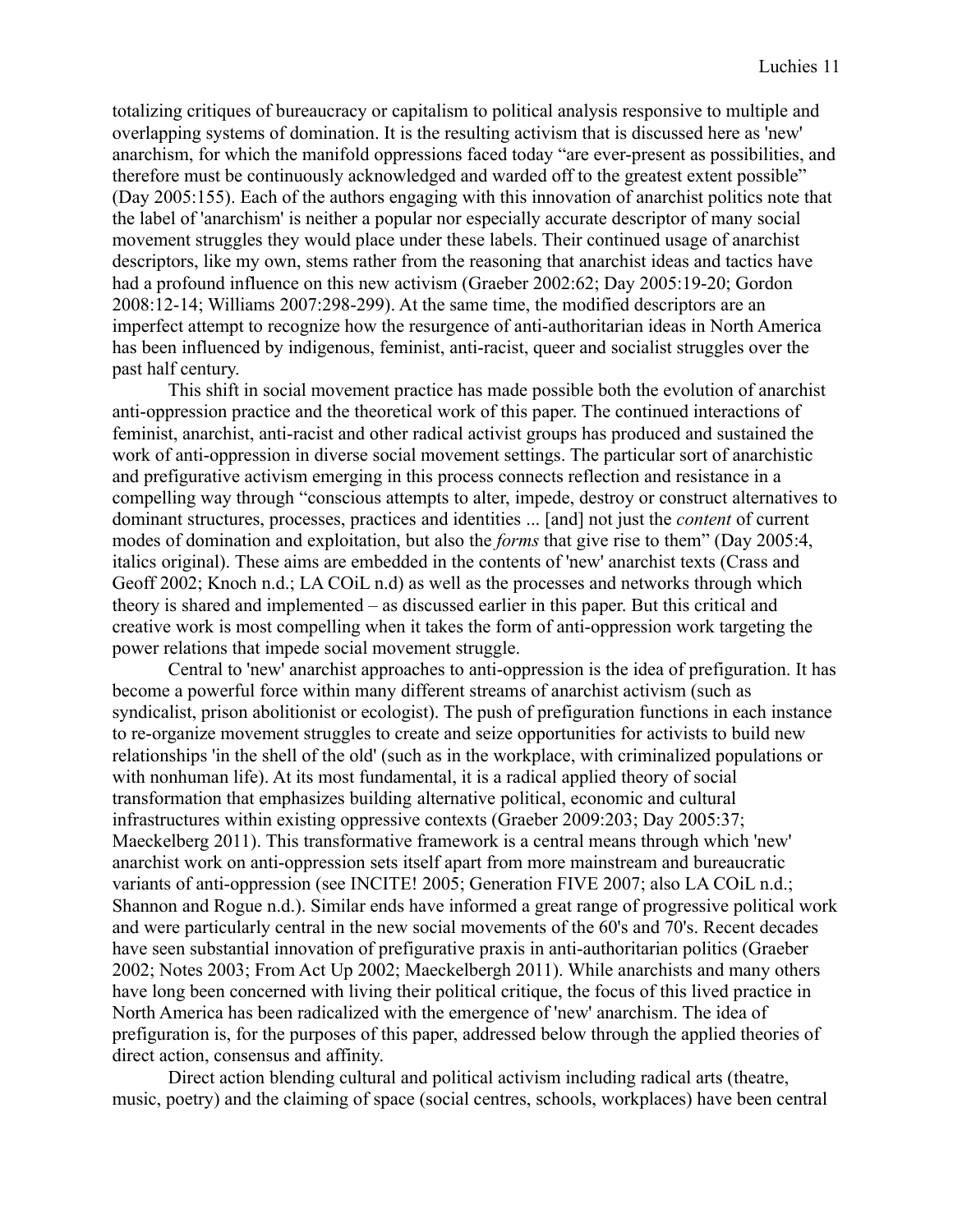totalizing critiques of bureaucracy or capitalism to political analysis responsive to multiple and overlapping systems of domination. It is the resulting activism that is discussed here as 'new' anarchism, for which the manifold oppressions faced today "are ever-present as possibilities, and therefore must be continuously acknowledged and warded off to the greatest extent possible" (Day 2005:155). Each of the authors engaging with this innovation of anarchist politics note that the label of 'anarchism' is neither a popular nor especially accurate descriptor of many social movement struggles they would place under these labels. Their continued usage of anarchist descriptors, like my own, stems rather from the reasoning that anarchist ideas and tactics have had a profound influence on this new activism (Graeber 2002:62; Day 2005:19-20; Gordon 2008:12-14; Williams 2007:298-299). At the same time, the modified descriptors are an imperfect attempt to recognize how the resurgence of anti-authoritarian ideas in North America has been influenced by indigenous, feminist, anti-racist, queer and socialist struggles over the past half century.

This shift in social movement practice has made possible both the evolution of anarchist anti-oppression practice and the theoretical work of this paper. The continued interactions of feminist, anarchist, anti-racist and other radical activist groups has produced and sustained the work of anti-oppression in diverse social movement settings. The particular sort of anarchistic and prefigurative activism emerging in this process connects reflection and resistance in a compelling way through "conscious attempts to alter, impede, destroy or construct alternatives to dominant structures, processes, practices and identities ... [and] not just the *content* of current modes of domination and exploitation, but also the *forms* that give rise to them" (Day 2005:4, italics original). These aims are embedded in the contents of 'new' anarchist texts (Crass and Geoff 2002; Knoch n.d.; LA COiL n.d) as well as the processes and networks through which theory is shared and implemented – as discussed earlier in this paper. But this critical and creative work is most compelling when it takes the form of anti-oppression work targeting the power relations that impede social movement struggle.

Central to 'new' anarchist approaches to anti-oppression is the idea of prefiguration. It has become a powerful force within many different streams of anarchist activism (such as syndicalist, prison abolitionist or ecologist). The push of prefiguration functions in each instance to re-organize movement struggles to create and seize opportunities for activists to build new relationships 'in the shell of the old' (such as in the workplace, with criminalized populations or with nonhuman life). At its most fundamental, it is a radical applied theory of social transformation that emphasizes building alternative political, economic and cultural infrastructures within existing oppressive contexts (Graeber 2009:203; Day 2005:37; Maeckelberg 2011). This transformative framework is a central means through which 'new' anarchist work on anti-oppression sets itself apart from more mainstream and bureaucratic variants of anti-oppression (see INCITE! 2005; Generation FIVE 2007; also LA COiL n.d.; Shannon and Rogue n.d.). Similar ends have informed a great range of progressive political work and were particularly central in the new social movements of the 60's and 70's. Recent decades have seen substantial innovation of prefigurative praxis in anti-authoritarian politics (Graeber 2002; Notes 2003; From Act Up 2002; Maeckelbergh 2011). While anarchists and many others have long been concerned with living their political critique, the focus of this lived practice in North America has been radicalized with the emergence of 'new' anarchism. The idea of prefiguration is, for the purposes of this paper, addressed below through the applied theories of direct action, consensus and affinity.

Direct action blending cultural and political activism including radical arts (theatre, music, poetry) and the claiming of space (social centres, schools, workplaces) have been central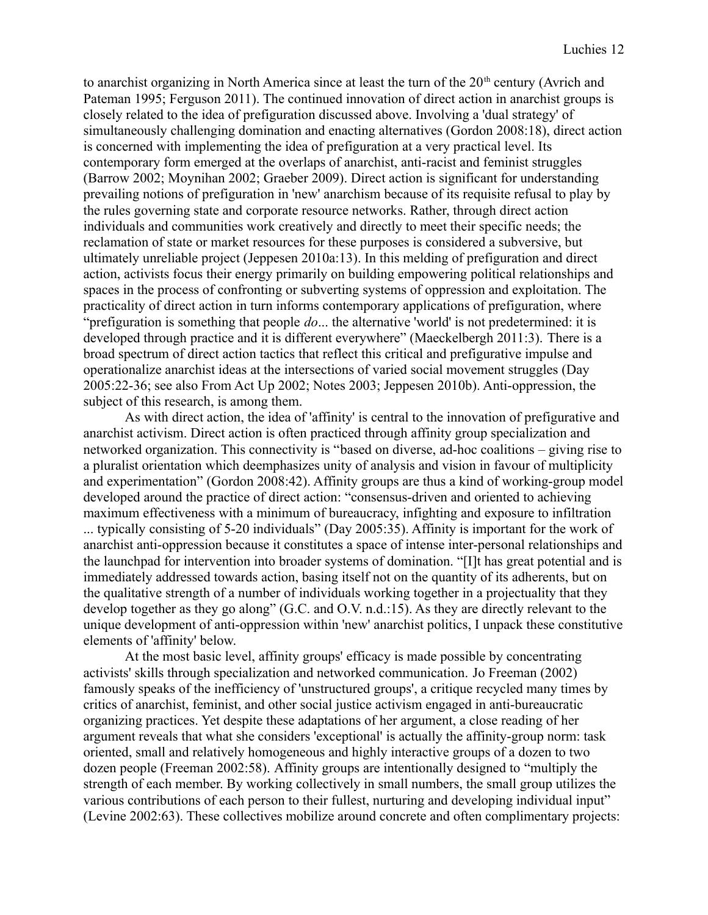to anarchist organizing in North America since at least the turn of the 20th century (Avrich and Pateman 1995; Ferguson 2011). The continued innovation of direct action in anarchist groups is closely related to the idea of prefiguration discussed above. Involving a 'dual strategy' of simultaneously challenging domination and enacting alternatives (Gordon 2008:18), direct action is concerned with implementing the idea of prefiguration at a very practical level. Its contemporary form emerged at the overlaps of anarchist, anti-racist and feminist struggles (Barrow 2002; Moynihan 2002; Graeber 2009). Direct action is significant for understanding prevailing notions of prefiguration in 'new' anarchism because of its requisite refusal to play by the rules governing state and corporate resource networks. Rather, through direct action individuals and communities work creatively and directly to meet their specific needs; the reclamation of state or market resources for these purposes is considered a subversive, but ultimately unreliable project (Jeppesen 2010a:13). In this melding of prefiguration and direct action, activists focus their energy primarily on building empowering political relationships and spaces in the process of confronting or subverting systems of oppression and exploitation. The practicality of direct action in turn informs contemporary applications of prefiguration, where "prefiguration is something that people *do*... the alternative 'world' is not predetermined: it is developed through practice and it is different everywhere" (Maeckelbergh 2011:3). There is a broad spectrum of direct action tactics that reflect this critical and prefigurative impulse and operationalize anarchist ideas at the intersections of varied social movement struggles (Day 2005:22-36; see also From Act Up 2002; Notes 2003; Jeppesen 2010b). Anti-oppression, the subject of this research, is among them.

As with direct action, the idea of 'affinity' is central to the innovation of prefigurative and anarchist activism. Direct action is often practiced through affinity group specialization and networked organization. This connectivity is "based on diverse, ad-hoc coalitions – giving rise to a pluralist orientation which deemphasizes unity of analysis and vision in favour of multiplicity and experimentation" (Gordon 2008:42). Affinity groups are thus a kind of working-group model developed around the practice of direct action: "consensus-driven and oriented to achieving maximum effectiveness with a minimum of bureaucracy, infighting and exposure to infiltration ... typically consisting of 5-20 individuals" (Day 2005:35). Affinity is important for the work of anarchist anti-oppression because it constitutes a space of intense inter-personal relationships and the launchpad for intervention into broader systems of domination. "[I]t has great potential and is immediately addressed towards action, basing itself not on the quantity of its adherents, but on the qualitative strength of a number of individuals working together in a projectuality that they develop together as they go along" (G.C. and O.V. n.d.:15). As they are directly relevant to the unique development of anti-oppression within 'new' anarchist politics, I unpack these constitutive elements of 'affinity' below.

At the most basic level, affinity groups' efficacy is made possible by concentrating activists' skills through specialization and networked communication. Jo Freeman (2002) famously speaks of the inefficiency of 'unstructured groups', a critique recycled many times by critics of anarchist, feminist, and other social justice activism engaged in anti-bureaucratic organizing practices. Yet despite these adaptations of her argument, a close reading of her argument reveals that what she considers 'exceptional' is actually the affinity-group norm: task oriented, small and relatively homogeneous and highly interactive groups of a dozen to two dozen people (Freeman 2002:58). Affinity groups are intentionally designed to "multiply the strength of each member. By working collectively in small numbers, the small group utilizes the various contributions of each person to their fullest, nurturing and developing individual input" (Levine 2002:63). These collectives mobilize around concrete and often complimentary projects: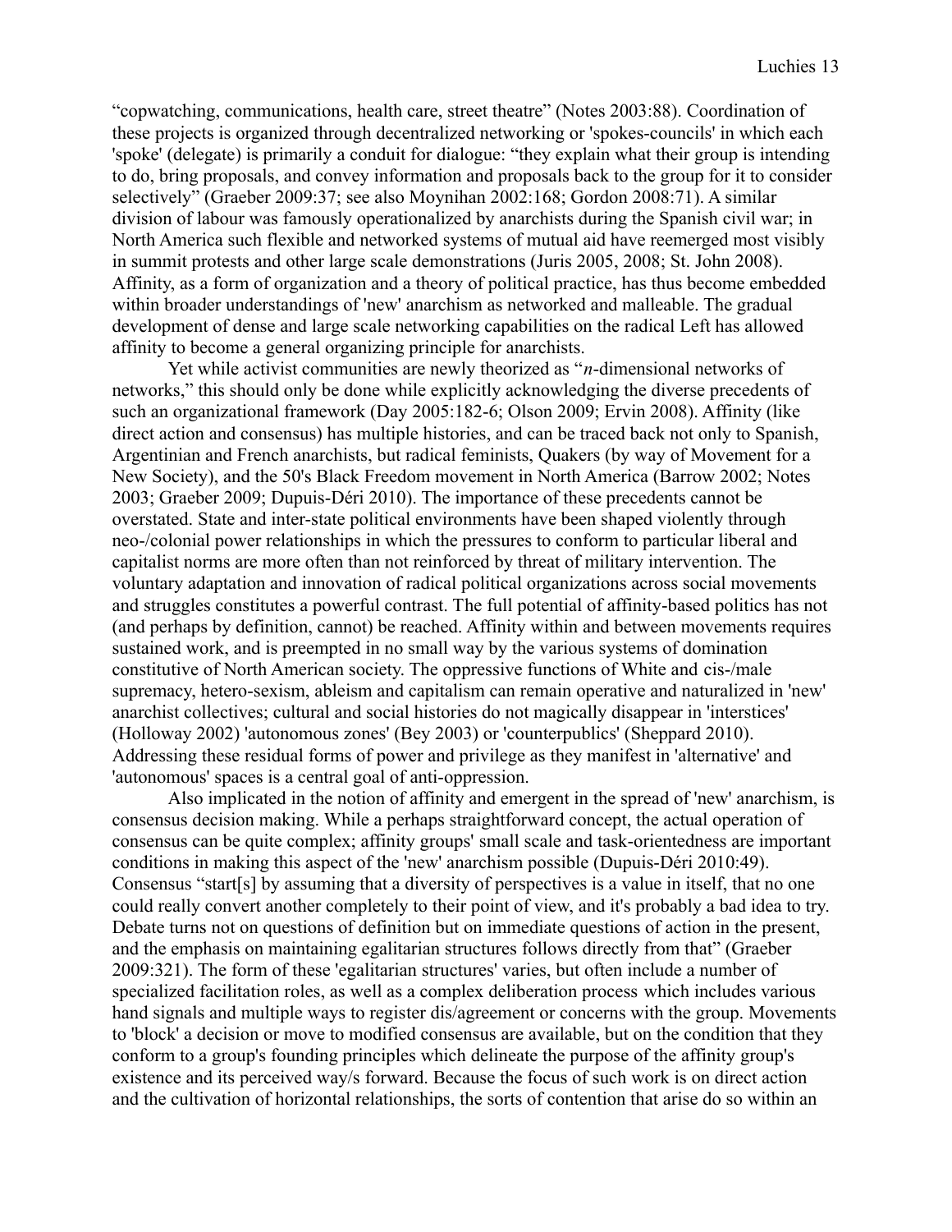"copwatching, communications, health care, street theatre" (Notes 2003:88). Coordination of these projects is organized through decentralized networking or 'spokes-councils' in which each 'spoke' (delegate) is primarily a conduit for dialogue: "they explain what their group is intending to do, bring proposals, and convey information and proposals back to the group for it to consider selectively" (Graeber 2009:37; see also Moynihan 2002:168; Gordon 2008:71). A similar division of labour was famously operationalized by anarchists during the Spanish civil war; in North America such flexible and networked systems of mutual aid have reemerged most visibly in summit protests and other large scale demonstrations (Juris 2005, 2008; St. John 2008). Affinity, as a form of organization and a theory of political practice, has thus become embedded within broader understandings of 'new' anarchism as networked and malleable. The gradual development of dense and large scale networking capabilities on the radical Left has allowed affinity to become a general organizing principle for anarchists.

Yet while activist communities are newly theorized as "*n*-dimensional networks of networks," this should only be done while explicitly acknowledging the diverse precedents of such an organizational framework (Day 2005:182-6; Olson 2009; Ervin 2008). Affinity (like direct action and consensus) has multiple histories, and can be traced back not only to Spanish, Argentinian and French anarchists, but radical feminists, Quakers (by way of Movement for a New Society), and the 50's Black Freedom movement in North America (Barrow 2002; Notes 2003; Graeber 2009; Dupuis-Déri 2010). The importance of these precedents cannot be overstated. State and inter-state political environments have been shaped violently through neo-/colonial power relationships in which the pressures to conform to particular liberal and capitalist norms are more often than not reinforced by threat of military intervention. The voluntary adaptation and innovation of radical political organizations across social movements and struggles constitutes a powerful contrast. The full potential of affinity-based politics has not (and perhaps by definition, cannot) be reached. Affinity within and between movements requires sustained work, and is preempted in no small way by the various systems of domination constitutive of North American society. The oppressive functions of White and cis-/male supremacy, hetero-sexism, ableism and capitalism can remain operative and naturalized in 'new' anarchist collectives; cultural and social histories do not magically disappear in 'interstices' (Holloway 2002) 'autonomous zones' (Bey 2003) or 'counterpublics' (Sheppard 2010). Addressing these residual forms of power and privilege as they manifest in 'alternative' and 'autonomous' spaces is a central goal of anti-oppression.

Also implicated in the notion of affinity and emergent in the spread of 'new' anarchism, is consensus decision making. While a perhaps straightforward concept, the actual operation of consensus can be quite complex; affinity groups' small scale and task-orientedness are important conditions in making this aspect of the 'new' anarchism possible (Dupuis-Déri 2010:49). Consensus "start[s] by assuming that a diversity of perspectives is a value in itself, that no one could really convert another completely to their point of view, and it's probably a bad idea to try. Debate turns not on questions of definition but on immediate questions of action in the present, and the emphasis on maintaining egalitarian structures follows directly from that" (Graeber 2009:321). The form of these 'egalitarian structures' varies, but often include a number of specialized facilitation roles, as well as a complex deliberation process which includes various hand signals and multiple ways to register dis/agreement or concerns with the group. Movements to 'block' a decision or move to modified consensus are available, but on the condition that they conform to a group's founding principles which delineate the purpose of the affinity group's existence and its perceived way/s forward. Because the focus of such work is on direct action and the cultivation of horizontal relationships, the sorts of contention that arise do so within an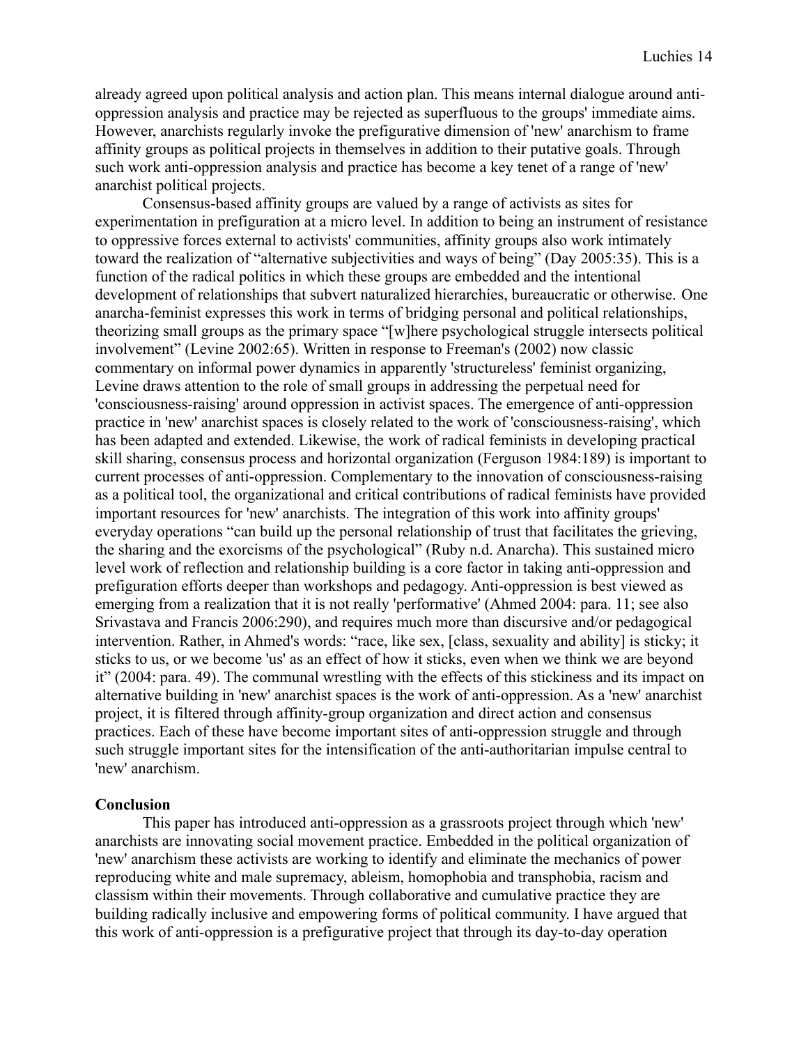already agreed upon political analysis and action plan. This means internal dialogue around anti-oppression analysis and practice may be rejected as superfluous to the groups' immediate aims. However, anarchists regularly invoke the prefigurative dimension of 'new' anarchism to frame affinity groups as political projects in themselves in addition to their putative goals. Through such work anti-oppression analysis and practice has become a key tenet of a range of 'new' anarchist political projects.

Consensus-based affinity groups are valued by a range of activists as sites for experimentation in prefiguration at a micro level. In addition to being an instrument of resistance to oppressive forces external to activists' communities, affinity groups also work intimately toward the realization of "alternative subjectivities and ways of being" (Day 2005:35). This is a function of the radical politics in which these groups are embedded and the intentional development of relationships that subvert naturalized hierarchies, bureaucratic or otherwise. One anarcha-feminist expresses this work in terms of bridging personal and political relationships, theorizing small groups as the primary space "[w]here psychological struggle intersects political involvement" (Levine 2002:65). Written in response to Freeman's (2002) now classic commentary on informal power dynamics in apparently 'structureless' feminist organizing, Levine draws attention to the role of small groups in addressing the perpetual need for 'consciousness-raising' around oppression in activist spaces. The emergence of anti-oppression practice in 'new' anarchist spaces is closely related to the work of 'consciousness-raising', which has been adapted and extended. Likewise, the work of radical feminists in developing practical skill sharing, consensus process and horizontal organization (Ferguson 1984:189) is important to current processes of anti-oppression. Complementary to the innovation of consciousness-raising as a political tool, the organizational and critical contributions of radical feminists have provided important resources for 'new' anarchists. The integration of this work into affinity groups' everyday operations "can build up the personal relationship of trust that facilitates the grieving, the sharing and the exorcisms of the psychological" (Ruby n.d. Anarcha). This sustained micro level work of reflection and relationship building is a core factor in taking anti-oppression and prefiguration efforts deeper than workshops and pedagogy. Anti-oppression is best viewed as emerging from a realization that it is not really 'performative' (Ahmed 2004: para. 11; see also Srivastava and Francis 2006:290), and requires much more than discursive and/or pedagogical intervention. Rather, in Ahmed's words: "race, like sex, [class, sexuality and ability] is sticky; it sticks to us, or we become 'us' as an effect of how it sticks, even when we think we are beyond it" (2004: para. 49). The communal wrestling with the effects of this stickiness and its impact on alternative building in 'new' anarchist spaces is the work of anti-oppression. As a 'new' anarchist project, it is filtered through affinity-group organization and direct action and consensus practices. Each of these have become important sites of anti-oppression struggle and through such struggle important sites for the intensification of the anti-authoritarian impulse central to 'new' anarchism.

**Conclusion**

This paper has introduced anti-oppression as a grassroots project through which 'new' anarchists are innovating social movement practice. Embedded in the political organization of 'new' anarchism these activists are working to identify and eliminate the mechanics of power reproducing white and male supremacy, ableism, homophobia and transphobia, racism and classism within their movements. Through collaborative and cumulative practice they are building radically inclusive and empowering forms of political community. I have argued that this work of anti-oppression is a prefigurative project that through its day-to-day operation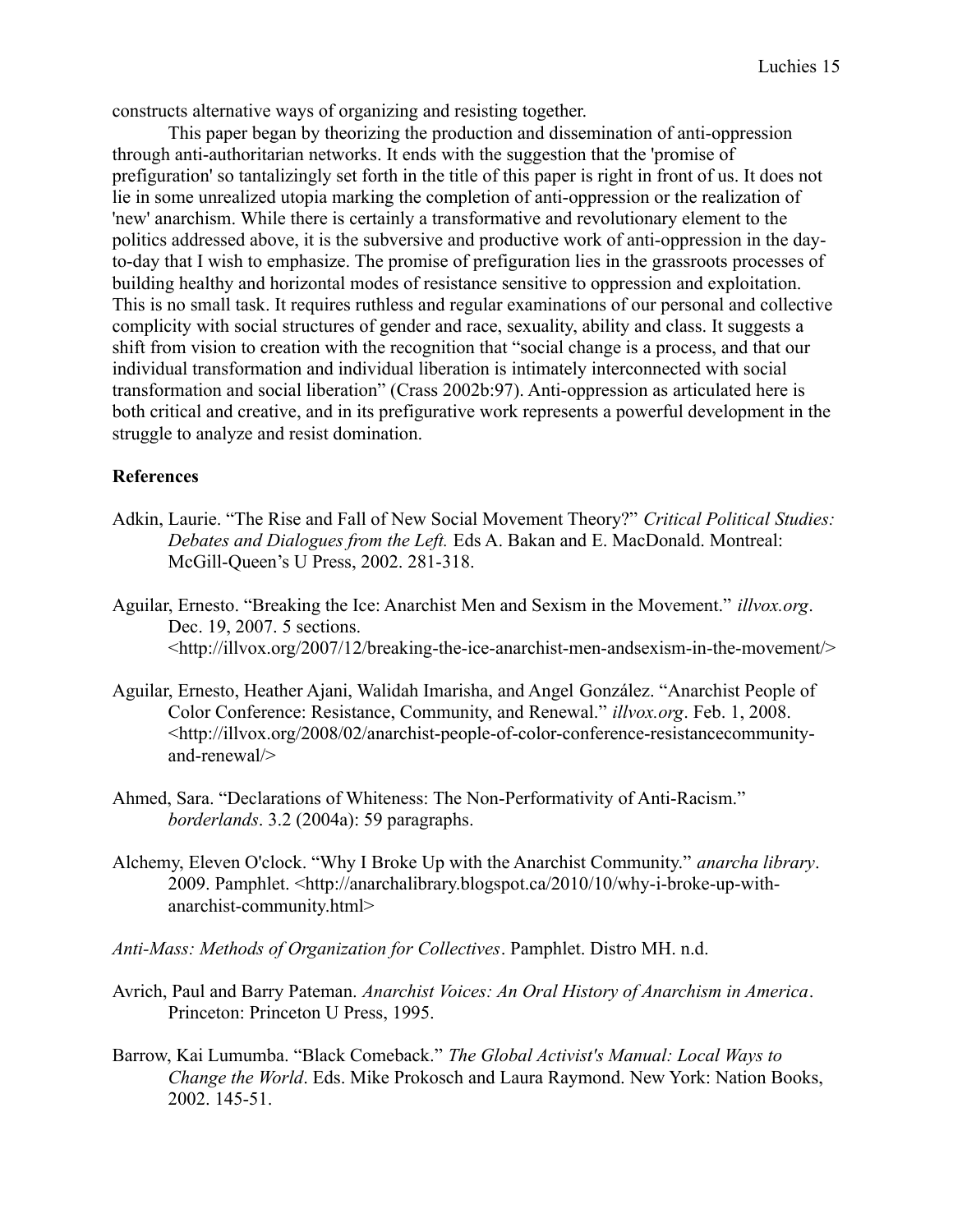constructs alternative ways of organizing and resisting together.

This paper began by theorizing the production and dissemination of anti-oppression through anti-authoritarian networks. It ends with the suggestion that the 'promise of prefiguration' so tantalizingly set forth in the title of this paper is right in front of us. It does not lie in some unrealized utopia marking the completion of anti-oppression or the realization of 'new' anarchism. While there is certainly a transformative and revolutionary element to the politics addressed above, it is the subversive and productive work of anti-oppression in the day-to-day that I wish to emphasize. The promise of prefiguration lies in the grassroots processes of building healthy and horizontal modes of resistance sensitive to oppression and exploitation. This is no small task. It requires ruthless and regular examinations of our personal and collective complicity with social structures of gender and race, sexuality, ability and class. It suggests a shift from vision to creation with the recognition that "social change is a process, and that our individual transformation and individual liberation is intimately interconnected with social transformation and social liberation" (Crass 2002b:97). Anti-oppression as articulated here is both critical and creative, and in its prefigurative work represents a powerful development in the struggle to analyze and resist domination.

**References**

Adkin, Laurie. "The Rise and Fall of New Social Movement Theory?" *Critical Political Studies: Debates and Dialogues from the Left.* Eds A. Bakan and E. MacDonald. Montreal: McGill-Queen's U Press, 2002. 281-318.

Aguilar, Ernesto. "Breaking the Ice: Anarchist Men and Sexism in the Movement." *illvox.org*. Dec. 19, 2007. 5 sections. <http://illvox.org/2007/12/breaking-the-ice-anarchist-men-andsexism-in-the-movement/>

Aguilar, Ernesto, Heather Ajani, Walidah Imarisha, and Angel González. "Anarchist People of Color Conference: Resistance, Community, and Renewal." *illvox.org*. Feb. 1, 2008. <http://illvox.org/2008/02/anarchist-people-of-color-conference-resistancecommunity-and-renewal/>

Ahmed, Sara. "Declarations of Whiteness: The Non-Performativity of Anti-Racism." *borderlands*. 3.2 (2004a): 59 paragraphs.

Alchemy, Eleven O'clock. "Why I Broke Up with the Anarchist Community." *anarcha library*. 2009. Pamphlet. <http://anarchalibrary.blogspot.ca/2010/10/why-i-broke-up-with-anarchist-community.html>

*Anti-Mass: Methods of Organization for Collectives*. Pamphlet. Distro MH. n.d.

Avrich, Paul and Barry Pateman. *Anarchist Voices: An Oral History of Anarchism in America*. Princeton: Princeton U Press, 1995.

Barrow, Kai Lumumba. "Black Comeback." *The Global Activist's Manual: Local Ways to Change the World*. Eds. Mike Prokosch and Laura Raymond. New York: Nation Books, 2002. 145-51.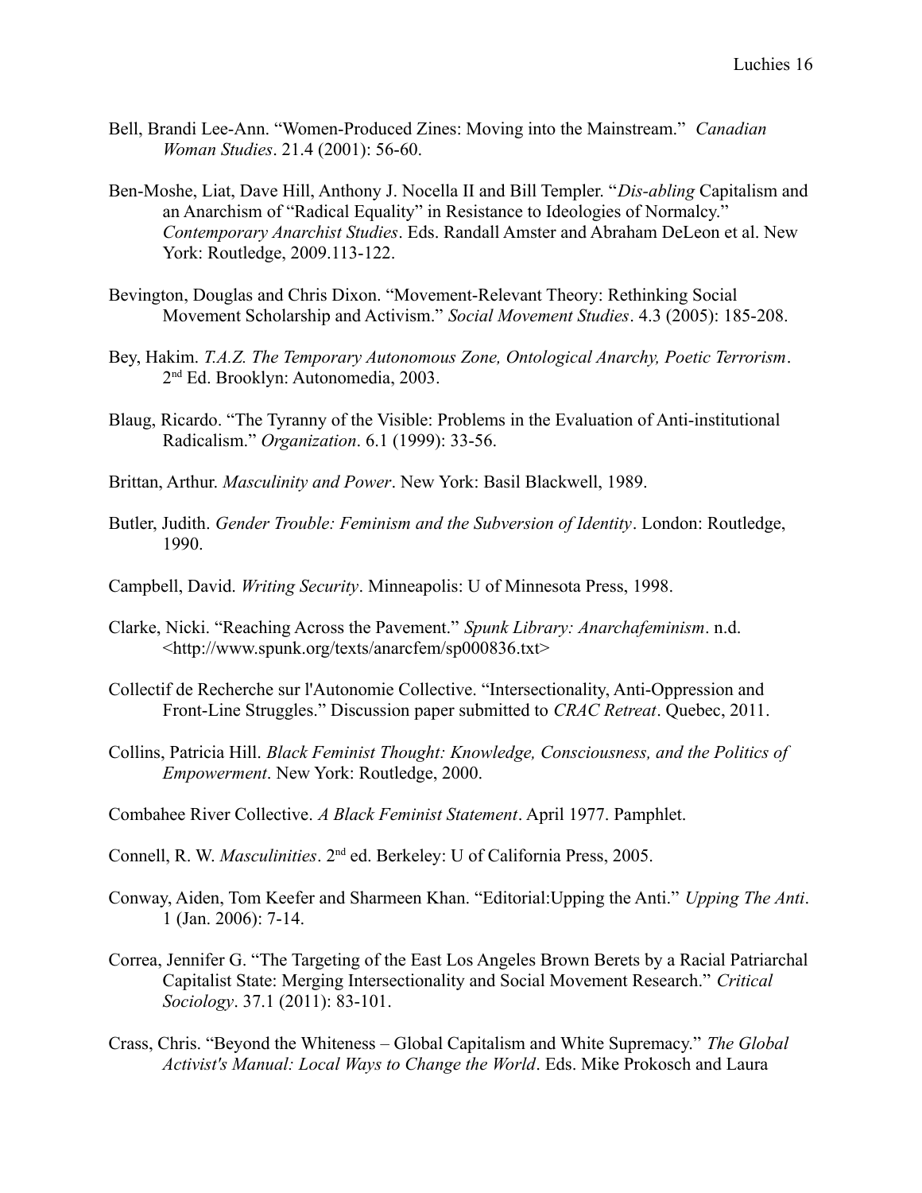Bell, Brandi Lee-Ann. "Women-Produced Zines: Moving into the Mainstream." *Canadian Woman Studies*. 21.4 (2001): 56-60.

Ben-Moshe, Liat, Dave Hill, Anthony J. Nocella II and Bill Templer. "*Dis-abling* Capitalism and an Anarchism of "Radical Equality" in Resistance to Ideologies of Normalcy." *Contemporary Anarchist Studies*. Eds. Randall Amster and Abraham DeLeon et al. New York: Routledge, 2009.113-122.

Bevington, Douglas and Chris Dixon. "Movement-Relevant Theory: Rethinking Social Movement Scholarship and Activism." *Social Movement Studies*. 4.3 (2005): 185-208.

Bey, Hakim. *T.A.Z. The Temporary Autonomous Zone, Ontological Anarchy, Poetic Terrorism*. 2nd Ed. Brooklyn: Autonomedia, 2003.

Blaug, Ricardo. "The Tyranny of the Visible: Problems in the Evaluation of Anti-institutional Radicalism." *Organization*. 6.1 (1999): 33-56.

Brittan, Arthur. *Masculinity and Power*. New York: Basil Blackwell, 1989.

Butler, Judith. *Gender Trouble: Feminism and the Subversion of Identity*. London: Routledge, 1990.

Campbell, David. *Writing Security*. Minneapolis: U of Minnesota Press, 1998.

Clarke, Nicki. "Reaching Across the Pavement." *Spunk Library: Anarchafeminism*. n.d. <http://www.spunk.org/texts/anarcfem/sp000836.txt>

Collectif de Recherche sur l'Autonomie Collective. "Intersectionality, Anti-Oppression and Front-Line Struggles." Discussion paper submitted to *CRAC Retreat*. Quebec, 2011.

Collins, Patricia Hill. *Black Feminist Thought: Knowledge, Consciousness, and the Politics of Empowerment*. New York: Routledge, 2000.

Combahee River Collective. *A Black Feminist Statement*. April 1977. Pamphlet.

Connell, R. W. *Masculinities*. 2nd ed. Berkeley: U of California Press, 2005.

Conway, Aiden, Tom Keefer and Sharmeen Khan. "Editorial:Upping the Anti." *Upping The Anti*. 1 (Jan. 2006): 7-14.

Correa, Jennifer G. "The Targeting of the East Los Angeles Brown Berets by a Racial Patriarchal Capitalist State: Merging Intersectionality and Social Movement Research." *Critical Sociology*. 37.1 (2011): 83-101.

Crass, Chris. "Beyond the Whiteness – Global Capitalism and White Supremacy." *The Global Activist's Manual: Local Ways to Change the World*. Eds. Mike Prokosch and Laura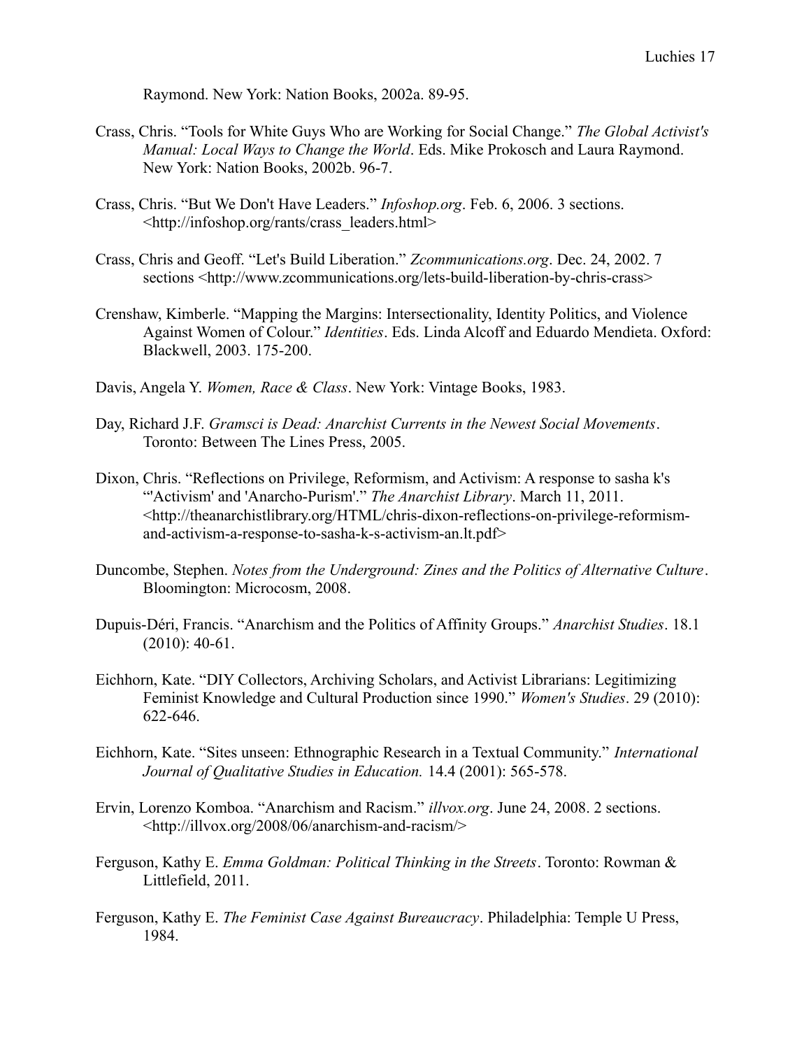Raymond. New York: Nation Books, 2002a. 89-95.

Crass, Chris. "Tools for White Guys Who are Working for Social Change." *The Global Activist's Manual: Local Ways to Change the World*. Eds. Mike Prokosch and Laura Raymond. New York: Nation Books, 2002b. 96-7.

Crass, Chris. "But We Don't Have Leaders." *Infoshop.org*. Feb. 6, 2006. 3 sections. <http://infoshop.org/rants/crass_leaders.html>

Crass, Chris and Geoff. "Let's Build Liberation." *Zcommunications.org*. Dec. 24, 2002. 7 sections <http://www.zcommunications.org/lets-build-liberation-by-chris-crass>

Crenshaw, Kimberle. "Mapping the Margins: Intersectionality, Identity Politics, and Violence Against Women of Colour." *Identities*. Eds. Linda Alcoff and Eduardo Mendieta. Oxford: Blackwell, 2003. 175-200.

Davis, Angela Y. *Women, Race & Class*. New York: Vintage Books, 1983.

Day, Richard J.F. *Gramsci is Dead: Anarchist Currents in the Newest Social Movements*. Toronto: Between The Lines Press, 2005.

Dixon, Chris. "Reflections on Privilege, Reformism, and Activism: A response to sasha k's "'Activism' and 'Anarcho-Purism'." *The Anarchist Library*. March 11, 2011. <http://theanarchistlibrary.org/HTML/chris-dixon-reflections-on-privilege-reformism-and-activism-a-response-to-sasha-k-s-activism-an.lt.pdf>

Duncombe, Stephen. *Notes from the Underground: Zines and the Politics of Alternative Culture*. Bloomington: Microcosm, 2008.

Dupuis-Déri, Francis. "Anarchism and the Politics of Affinity Groups." *Anarchist Studies*. 18.1 (2010): 40-61.

Eichhorn, Kate. "DIY Collectors, Archiving Scholars, and Activist Librarians: Legitimizing Feminist Knowledge and Cultural Production since 1990." *Women's Studies*. 29 (2010): 622-646.

Eichhorn, Kate. "Sites unseen: Ethnographic Research in a Textual Community." *International Journal of Qualitative Studies in Education.* 14.4 (2001): 565-578.

Ervin, Lorenzo Komboa. "Anarchism and Racism." *illvox.org*. June 24, 2008. 2 sections. <http://illvox.org/2008/06/anarchism-and-racism/>

Ferguson, Kathy E. *Emma Goldman: Political Thinking in the Streets*. Toronto: Rowman & Littlefield, 2011.

Ferguson, Kathy E. *The Feminist Case Against Bureaucracy*. Philadelphia: Temple U Press, 1984.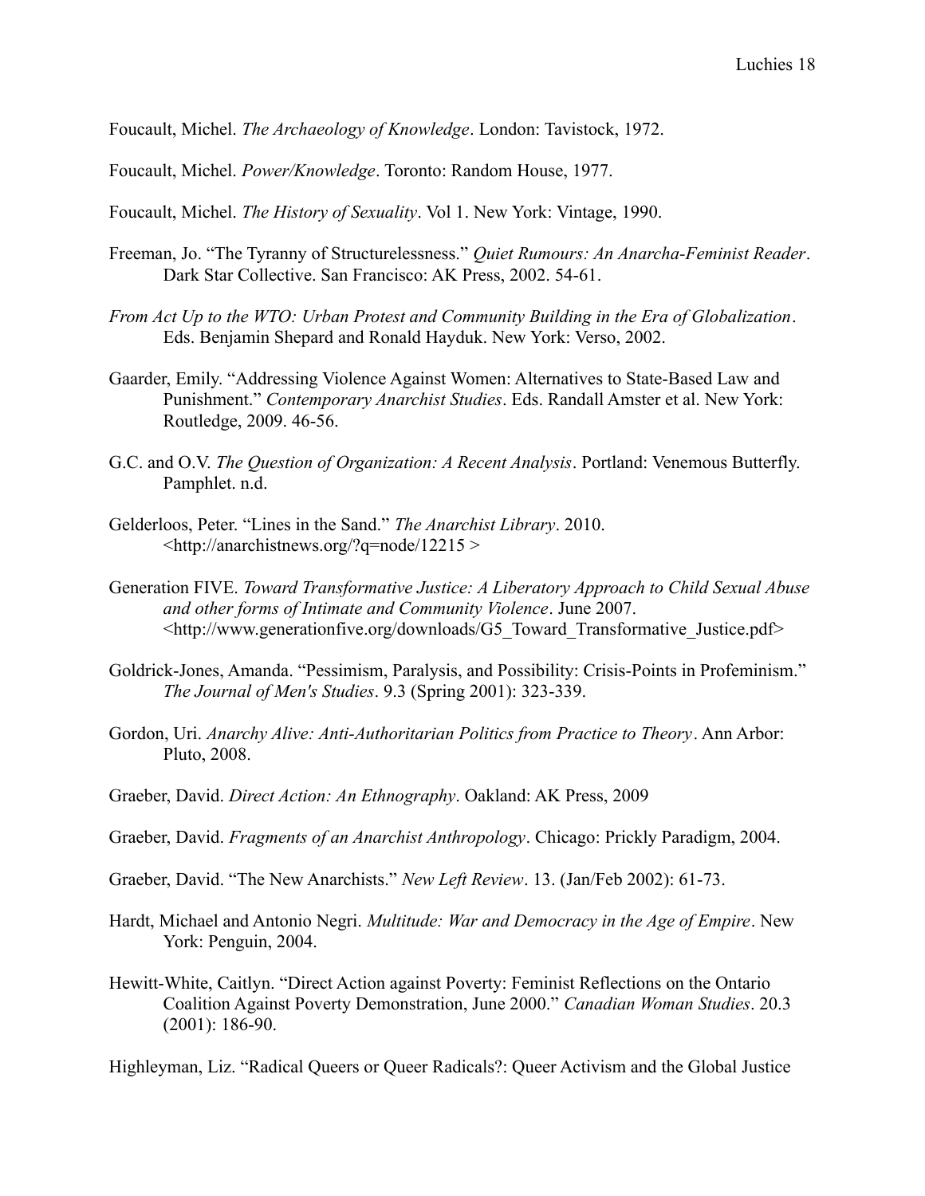Foucault, Michel. *The Archaeology of Knowledge*. London: Tavistock, 1972.

Foucault, Michel. *Power/Knowledge*. Toronto: Random House, 1977.

Foucault, Michel. *The History of Sexuality*. Vol 1. New York: Vintage, 1990.

Freeman, Jo. "The Tyranny of Structurelessness." *Quiet Rumours: An Anarcha-Feminist Reader*. Dark Star Collective. San Francisco: AK Press, 2002. 54-61.

*From Act Up to the WTO: Urban Protest and Community Building in the Era of Globalization*. Eds. Benjamin Shepard and Ronald Hayduk. New York: Verso, 2002.

Gaarder, Emily. "Addressing Violence Against Women: Alternatives to State-Based Law and Punishment." *Contemporary Anarchist Studies*. Eds. Randall Amster et al. New York: Routledge, 2009. 46-56.

G.C. and O.V. *The Question of Organization: A Recent Analysis*. Portland: Venemous Butterfly. Pamphlet. n.d.

Gelderloos, Peter. "Lines in the Sand." *The Anarchist Library*. 2010. <http://anarchistnews.org/?q=node/12215 >

Generation FIVE. *Toward Transformative Justice: A Liberatory Approach to Child Sexual Abuse and other forms of Intimate and Community Violence*. June 2007. <http://www.generationfive.org/downloads/G5_Toward_Transformative_Justice.pdf>

Goldrick-Jones, Amanda. "Pessimism, Paralysis, and Possibility: Crisis-Points in Profeminism." *The Journal of Men's Studies*. 9.3 (Spring 2001): 323-339.

Gordon, Uri. *Anarchy Alive: Anti-Authoritarian Politics from Practice to Theory*. Ann Arbor: Pluto, 2008.

Graeber, David. *Direct Action: An Ethnography*. Oakland: AK Press, 2009

Graeber, David. *Fragments of an Anarchist Anthropology*. Chicago: Prickly Paradigm, 2004.

Graeber, David. "The New Anarchists." *New Left Review*. 13. (Jan/Feb 2002): 61-73.

Hardt, Michael and Antonio Negri. *Multitude: War and Democracy in the Age of Empire*. New York: Penguin, 2004.

Hewitt-White, Caitlyn. "Direct Action against Poverty: Feminist Reflections on the Ontario Coalition Against Poverty Demonstration, June 2000." *Canadian Woman Studies*. 20.3 (2001): 186-90.

Highleyman, Liz. "Radical Queers or Queer Radicals?: Queer Activism and the Global Justice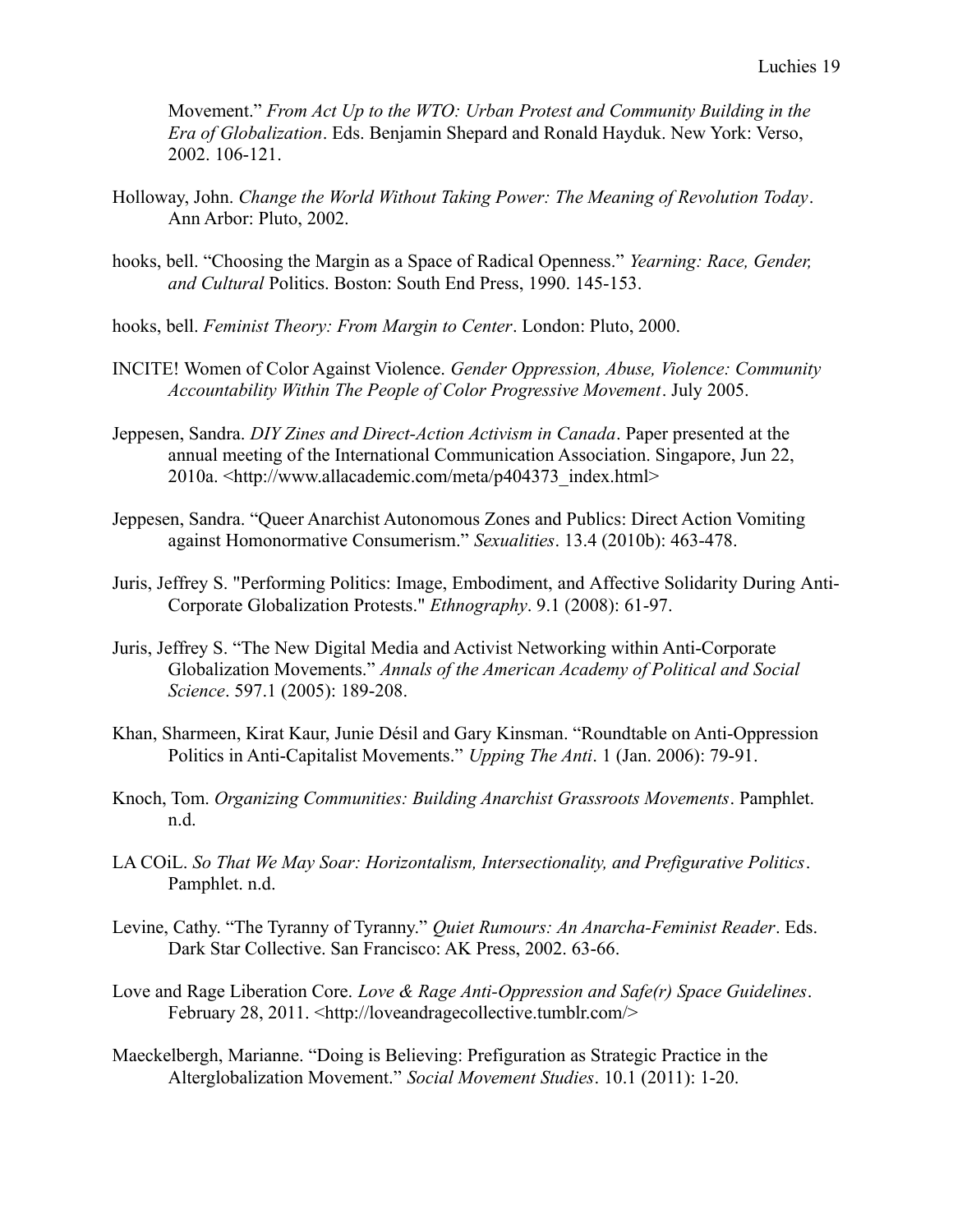Movement." *From Act Up to the WTO: Urban Protest and Community Building in the Era of Globalization*. Eds. Benjamin Shepard and Ronald Hayduk. New York: Verso, 2002. 106-121.

Holloway, John. *Change the World Without Taking Power: The Meaning of Revolution Today*. Ann Arbor: Pluto, 2002.

hooks, bell. "Choosing the Margin as a Space of Radical Openness." *Yearning: Race, Gender, and Cultural* Politics. Boston: South End Press, 1990. 145-153.

hooks, bell. *Feminist Theory: From Margin to Center*. London: Pluto, 2000.

INCITE! Women of Color Against Violence. *Gender Oppression, Abuse, Violence: Community Accountability Within The People of Color Progressive Movement*. July 2005.

Jeppesen, Sandra. *DIY Zines and Direct-Action Activism in Canada*. Paper presented at the annual meeting of the International Communication Association. Singapore, Jun 22, 2010a. <http://www.allacademic.com/meta/p404373_index.html>

Jeppesen, Sandra. "Queer Anarchist Autonomous Zones and Publics: Direct Action Vomiting against Homonormative Consumerism." *Sexualities*. 13.4 (2010b): 463-478.

Juris, Jeffrey S. "Performing Politics: Image, Embodiment, and Affective Solidarity During Anti-Corporate Globalization Protests." *Ethnography*. 9.1 (2008): 61-97.

Juris, Jeffrey S. "The New Digital Media and Activist Networking within Anti-Corporate Globalization Movements." *Annals of the American Academy of Political and Social Science*. 597.1 (2005): 189-208.

Khan, Sharmeen, Kirat Kaur, Junie Désil and Gary Kinsman. "Roundtable on Anti-Oppression Politics in Anti-Capitalist Movements." *Upping The Anti*. 1 (Jan. 2006): 79-91.

Knoch, Tom. *Organizing Communities: Building Anarchist Grassroots Movements*. Pamphlet. n.d.

LA COiL. *So That We May Soar: Horizontalism, Intersectionality, and Prefigurative Politics*. Pamphlet. n.d.

Levine, Cathy. "The Tyranny of Tyranny." *Quiet Rumours: An Anarcha-Feminist Reader*. Eds. Dark Star Collective. San Francisco: AK Press, 2002. 63-66.

Love and Rage Liberation Core. *Love & Rage Anti-Oppression and Safe(r) Space Guidelines*. February 28, 2011. <http://loveandragecollective.tumblr.com/>

Maeckelbergh, Marianne. "Doing is Believing: Prefiguration as Strategic Practice in the Alterglobalization Movement." *Social Movement Studies*. 10.1 (2011): 1-20.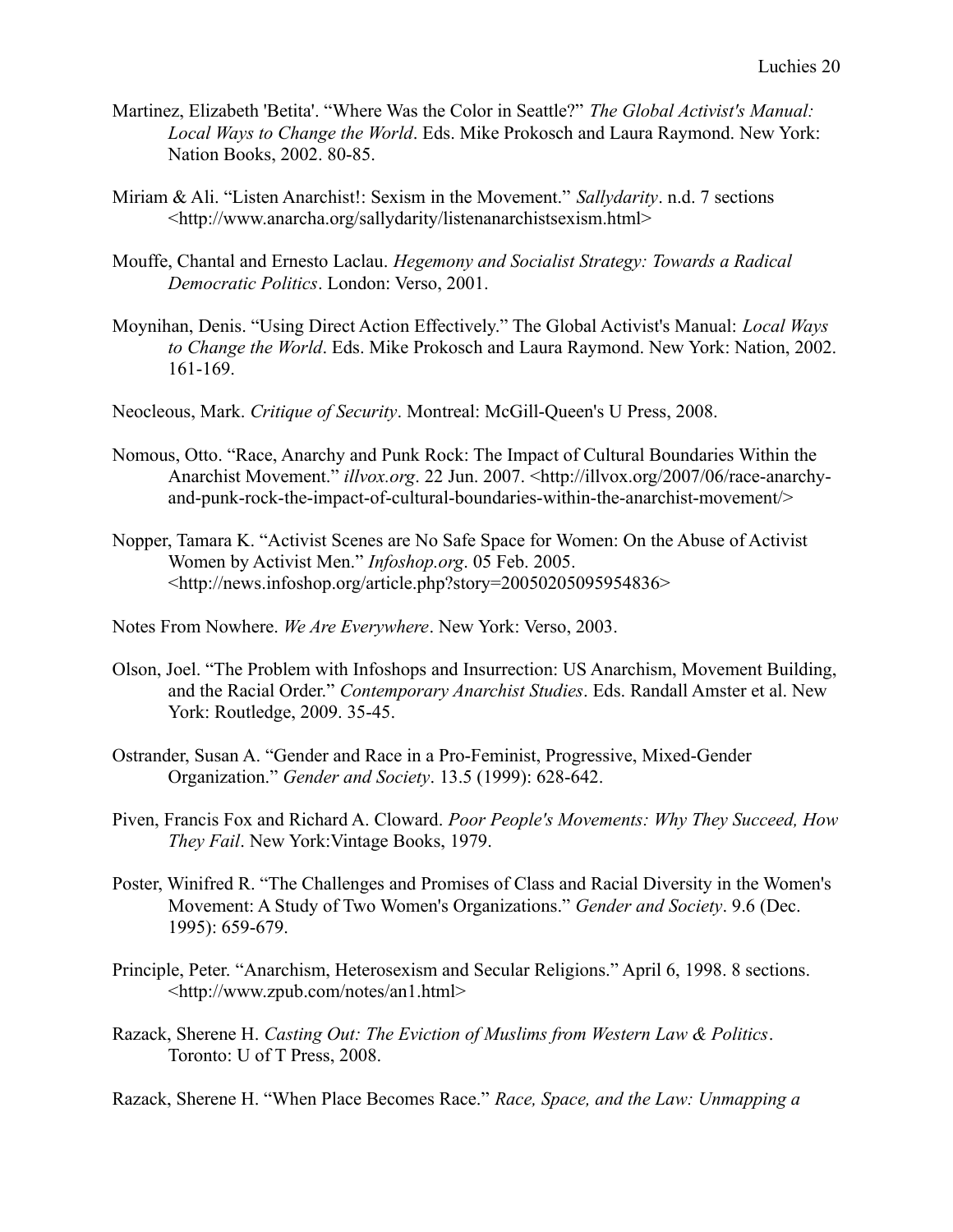Martinez, Elizabeth 'Betita'. "Where Was the Color in Seattle?" *The Global Activist's Manual: Local Ways to Change the World*. Eds. Mike Prokosch and Laura Raymond. New York: Nation Books, 2002. 80-85.

Miriam & Ali. "Listen Anarchist!: Sexism in the Movement." *Sallydarity*. n.d. 7 sections <http://www.anarcha.org/sallydarity/listenanarchistsexism.html>

Mouffe, Chantal and Ernesto Laclau. *Hegemony and Socialist Strategy: Towards a Radical Democratic Politics*. London: Verso, 2001.

Moynihan, Denis. "Using Direct Action Effectively." The Global Activist's Manual: *Local Ways to Change the World*. Eds. Mike Prokosch and Laura Raymond. New York: Nation, 2002. 161-169.

Neocleous, Mark. *Critique of Security*. Montreal: McGill-Queen's U Press, 2008.

Nomous, Otto. "Race, Anarchy and Punk Rock: The Impact of Cultural Boundaries Within the Anarchist Movement." *illvox.org*. 22 Jun. 2007. <http://illvox.org/2007/06/race-anarchy-and-punk-rock-the-impact-of-cultural-boundaries-within-the-anarchist-movement/>

Nopper, Tamara K. "Activist Scenes are No Safe Space for Women: On the Abuse of Activist Women by Activist Men." *Infoshop.org*. 05 Feb. 2005. <http://news.infoshop.org/article.php?story=20050205095954836>

Notes From Nowhere. *We Are Everywhere*. New York: Verso, 2003.

Olson, Joel. "The Problem with Infoshops and Insurrection: US Anarchism, Movement Building, and the Racial Order." *Contemporary Anarchist Studies*. Eds. Randall Amster et al. New York: Routledge, 2009. 35-45.

Ostrander, Susan A. "Gender and Race in a Pro-Feminist, Progressive, Mixed-Gender Organization." *Gender and Society*. 13.5 (1999): 628-642.

Piven, Francis Fox and Richard A. Cloward. *Poor People's Movements: Why They Succeed, How They Fail*. New York:Vintage Books, 1979.

Poster, Winifred R. "The Challenges and Promises of Class and Racial Diversity in the Women's Movement: A Study of Two Women's Organizations." *Gender and Society*. 9.6 (Dec. 1995): 659-679.

Principle, Peter. "Anarchism, Heterosexism and Secular Religions." April 6, 1998. 8 sections. <http://www.zpub.com/notes/an1.html>

Razack, Sherene H. *Casting Out: The Eviction of Muslims from Western Law & Politics*. Toronto: U of T Press, 2008.

Razack, Sherene H. "When Place Becomes Race." *Race, Space, and the Law: Unmapping a*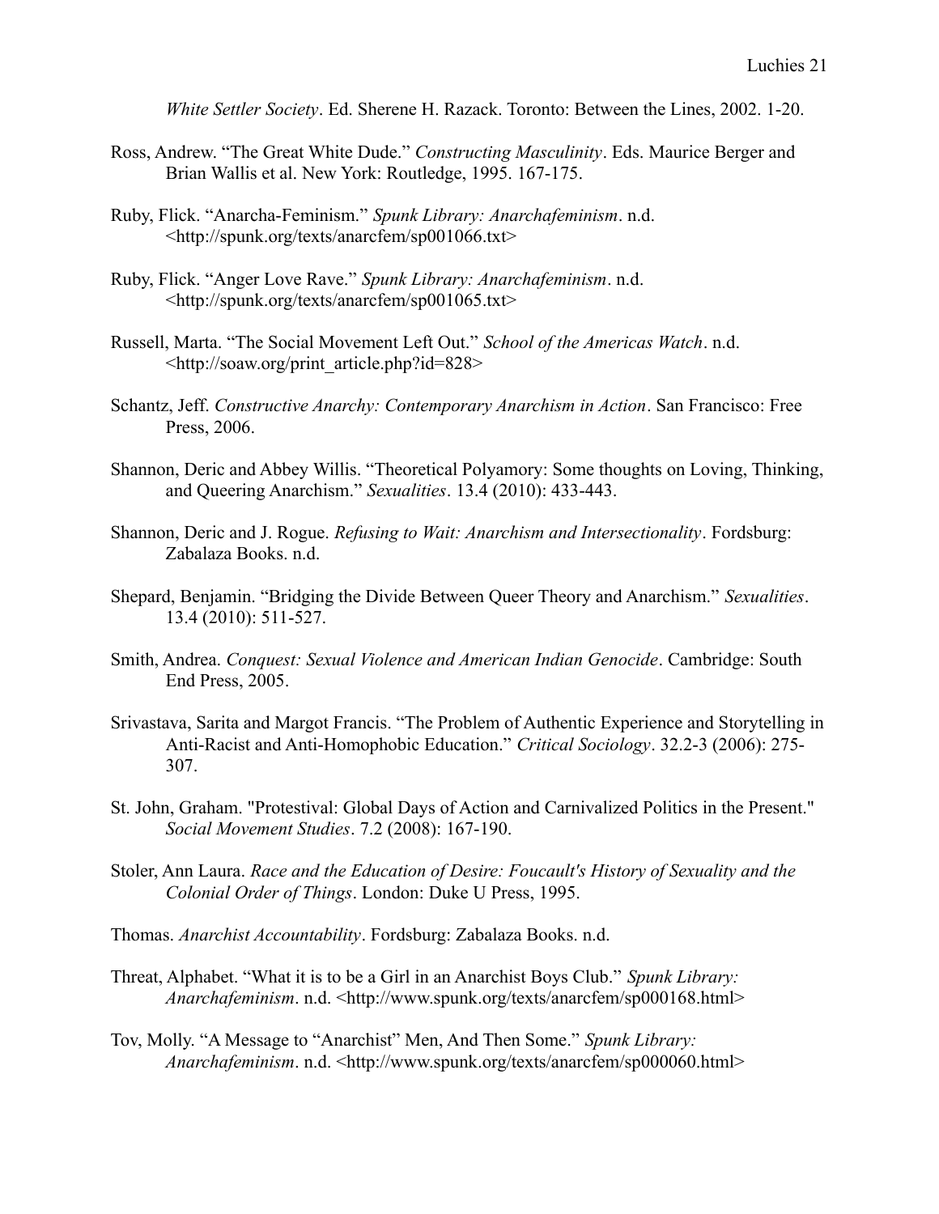*White Settler Society*. Ed. Sherene H. Razack. Toronto: Between the Lines, 2002. 1-20.

Ross, Andrew. "The Great White Dude." *Constructing Masculinity*. Eds. Maurice Berger and Brian Wallis et al. New York: Routledge, 1995. 167-175.

Ruby, Flick. "Anarcha-Feminism." *Spunk Library: Anarchafeminism*. n.d. <http://spunk.org/texts/anarcfem/sp001066.txt>

Ruby, Flick. "Anger Love Rave." *Spunk Library: Anarchafeminism*. n.d. <http://spunk.org/texts/anarcfem/sp001065.txt>

Russell, Marta. "The Social Movement Left Out." *School of the Americas Watch*. n.d. <http://soaw.org/print_article.php?id=828>

Schantz, Jeff. *Constructive Anarchy: Contemporary Anarchism in Action*. San Francisco: Free Press, 2006.

Shannon, Deric and Abbey Willis. "Theoretical Polyamory: Some thoughts on Loving, Thinking, and Queering Anarchism." *Sexualities*. 13.4 (2010): 433-443.

Shannon, Deric and J. Rogue. *Refusing to Wait: Anarchism and Intersectionality*. Fordsburg: Zabalaza Books. n.d.

Shepard, Benjamin. "Bridging the Divide Between Queer Theory and Anarchism." *Sexualities*. 13.4 (2010): 511-527.

Smith, Andrea. *Conquest: Sexual Violence and American Indian Genocide*. Cambridge: South End Press, 2005.

Srivastava, Sarita and Margot Francis. "The Problem of Authentic Experience and Storytelling in Anti-Racist and Anti-Homophobic Education." *Critical Sociology*. 32.2-3 (2006): 275-307.

St. John, Graham. "Protestival: Global Days of Action and Carnivalized Politics in the Present." *Social Movement Studies*. 7.2 (2008): 167-190.

Stoler, Ann Laura. *Race and the Education of Desire: Foucault's History of Sexuality and the Colonial Order of Things*. London: Duke U Press, 1995.

Thomas. *Anarchist Accountability*. Fordsburg: Zabalaza Books. n.d.

Threat, Alphabet. "What it is to be a Girl in an Anarchist Boys Club." *Spunk Library: Anarchafeminism*. n.d. <http://www.spunk.org/texts/anarcfem/sp000168.html>

Tov, Molly. "A Message to "Anarchist" Men, And Then Some." *Spunk Library: Anarchafeminism*. n.d. <http://www.spunk.org/texts/anarcfem/sp000060.html>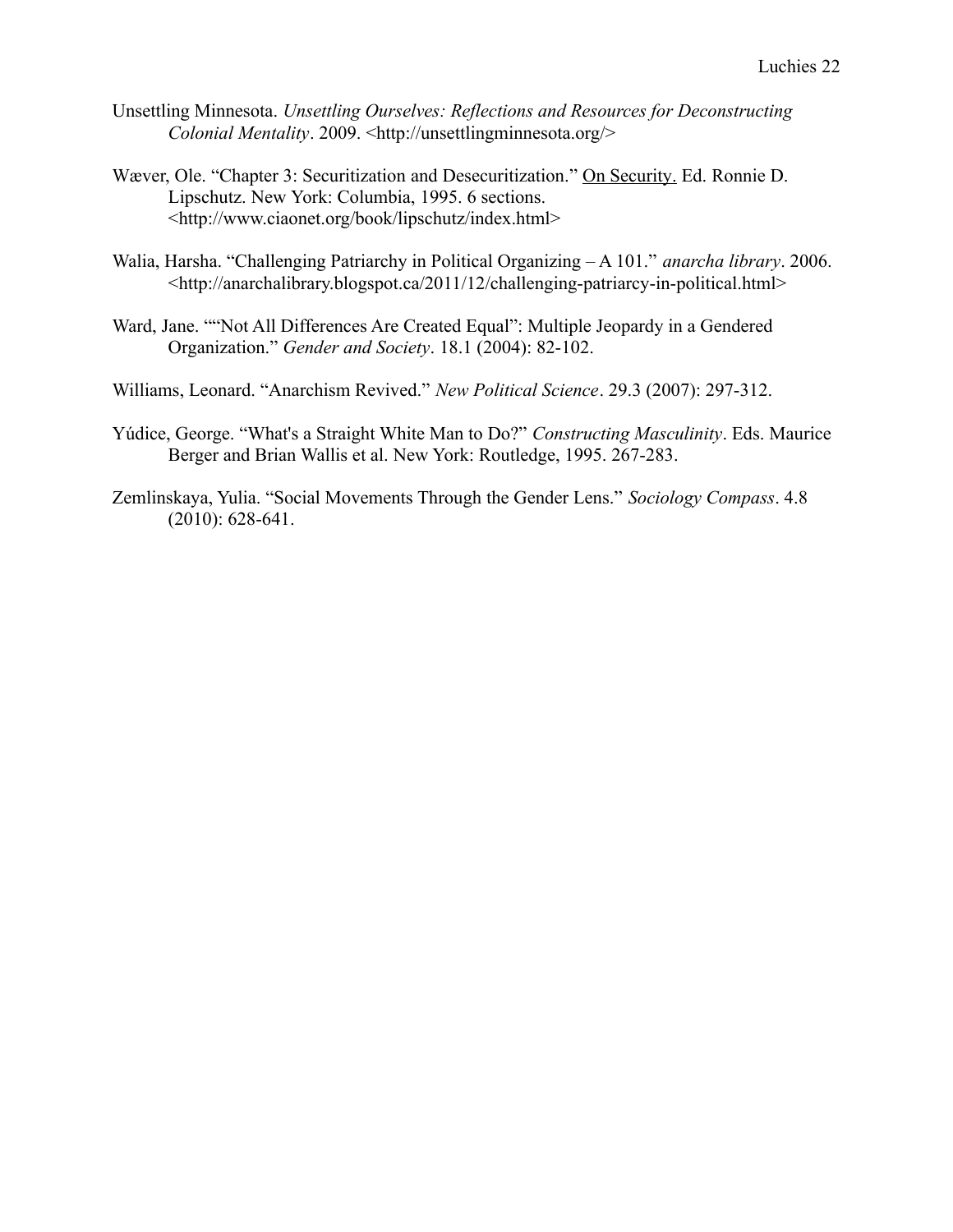Unsettling Minnesota. *Unsettling Ourselves: Reflections and Resources for Deconstructing Colonial Mentality*. 2009. <http://unsettlingminnesota.org/>

Wæver, Ole. "Chapter 3: Securitization and Desecuritization." <u>On Security.</u> Ed. Ronnie D. Lipschutz. New York: Columbia, 1995. 6 sections. <http://www.ciaonet.org/book/lipschutz/index.html>

Walia, Harsha. "Challenging Patriarchy in Political Organizing – A 101." *anarcha library*. 2006. <http://anarchalibrary.blogspot.ca/2011/12/challenging-patriarcy-in-political.html>

Ward, Jane. ""Not All Differences Are Created Equal": Multiple Jeopardy in a Gendered Organization." *Gender and Society*. 18.1 (2004): 82-102.

Williams, Leonard. "Anarchism Revived." *New Political Science*. 29.3 (2007): 297-312.

Yúdice, George. "What's a Straight White Man to Do?" *Constructing Masculinity*. Eds. Maurice Berger and Brian Wallis et al. New York: Routledge, 1995. 267-283.

Zemlinskaya, Yulia. "Social Movements Through the Gender Lens." *Sociology Compass*. 4.8 (2010): 628-641.